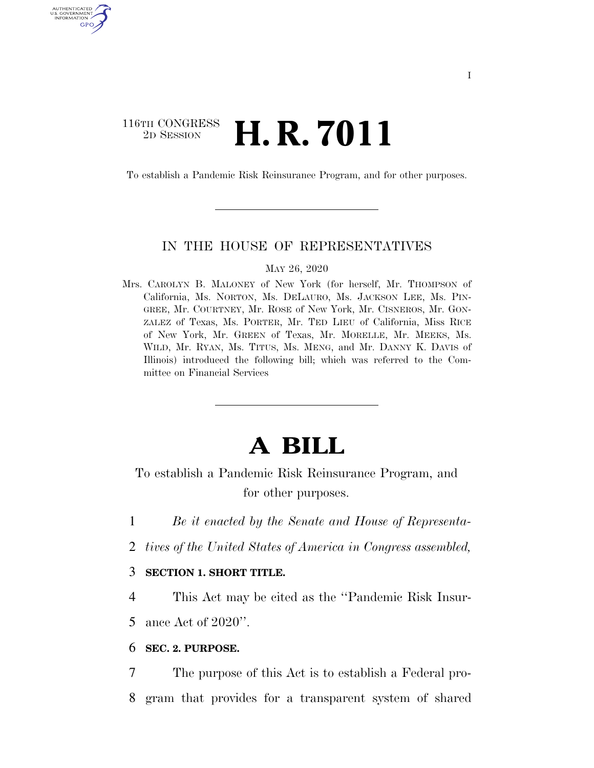116TH CONGRESS
2D SESSION

# H. R. 7011

To establish a Pandemic Risk Reinsurance Program, and for other purposes.

---

IN THE HOUSE OF REPRESENTATIVES

MAY 26, 2020

Mrs. CAROLYN B. MALONEY of New York (for herself, Mr. THOMPSON of California, Ms. NORTON, Ms. DELAURO, Ms. JACKSON LEE, Ms. PINGREE, Mr. COURTNEY, Mr. ROSE of New York, Mr. CISNEROS, Mr. GONZALEZ of Texas, Ms. PORTER, Mr. TED LIEU of California, Miss RICE of New York, Mr. GREEN of Texas, Mr. MORELLE, Mr. MEEKS, Ms. WILD, Mr. RYAN, Ms. TITUS, Ms. MENG, and Mr. DANNY K. DAVIS of Illinois) introduced the following bill; which was referred to the Committee on Financial Services

---

# A BILL

To establish a Pandemic Risk Reinsurance Program, and for other purposes.

1 *Be it enacted by the Senate and House of Representa-*
2 *tives of the United States of America in Congress assembled,*

3 **SECTION 1. SHORT TITLE.**

4 This Act may be cited as the ''Pandemic Risk Insur-
5 ance Act of 2020''.

6 **SEC. 2. PURPOSE.**

7 The purpose of this Act is to establish a Federal pro-
8 gram that provides for a transparent system of shared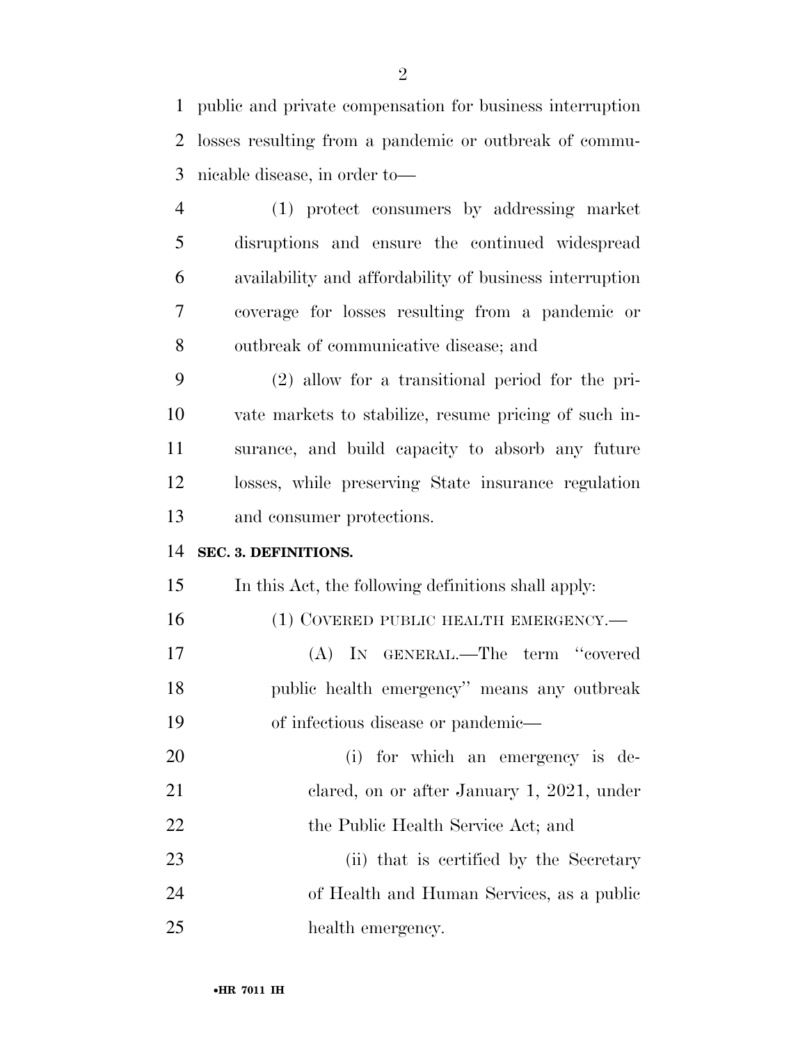public and private compensation for business interruption losses resulting from a pandemic or outbreak of communicable disease, in order to—

(1) protect consumers by addressing market disruptions and ensure the continued widespread availability and affordability of business interruption coverage for losses resulting from a pandemic or outbreak of communicative disease; and

(2) allow for a transitional period for the private markets to stabilize, resume pricing of such insurance, and build capacity to absorb any future losses, while preserving State insurance regulation and consumer protections.

**SEC. 3. DEFINITIONS.**

In this Act, the following definitions shall apply:

(1) COVERED PUBLIC HEALTH EMERGENCY.—

(A) IN GENERAL.—The term "covered public health emergency" means any outbreak of infectious disease or pandemic—

(i) for which an emergency is declared, on or after January 1, 2021, under the Public Health Service Act; and

(ii) that is certified by the Secretary of Health and Human Services, as a public health emergency.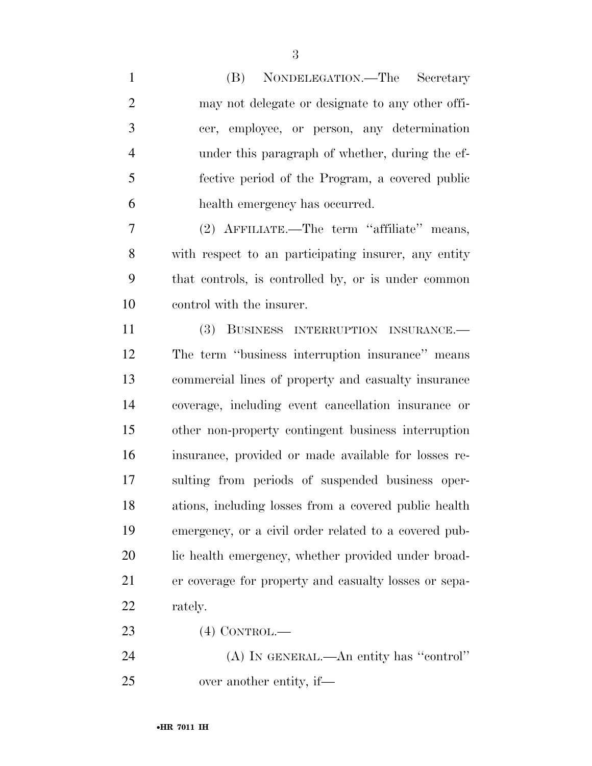(B) NONDELEGATION.—The Secretary may not delegate or designate to any other officer, employee, or person, any determination under this paragraph of whether, during the effective period of the Program, a covered public health emergency has occurred.

(2) AFFILIATE.—The term "affiliate" means, with respect to an participating insurer, any entity that controls, is controlled by, or is under common control with the insurer.

(3) BUSINESS INTERRUPTION INSURANCE.—The term "business interruption insurance" means commercial lines of property and casualty insurance coverage, including event cancellation insurance or other non-property contingent business interruption insurance, provided or made available for losses resulting from periods of suspended business operations, including losses from a covered public health emergency, or a civil order related to a covered public health emergency, whether provided under broader coverage for property and casualty losses or separately.

(4) CONTROL.—

(A) IN GENERAL.—An entity has "control" over another entity, if—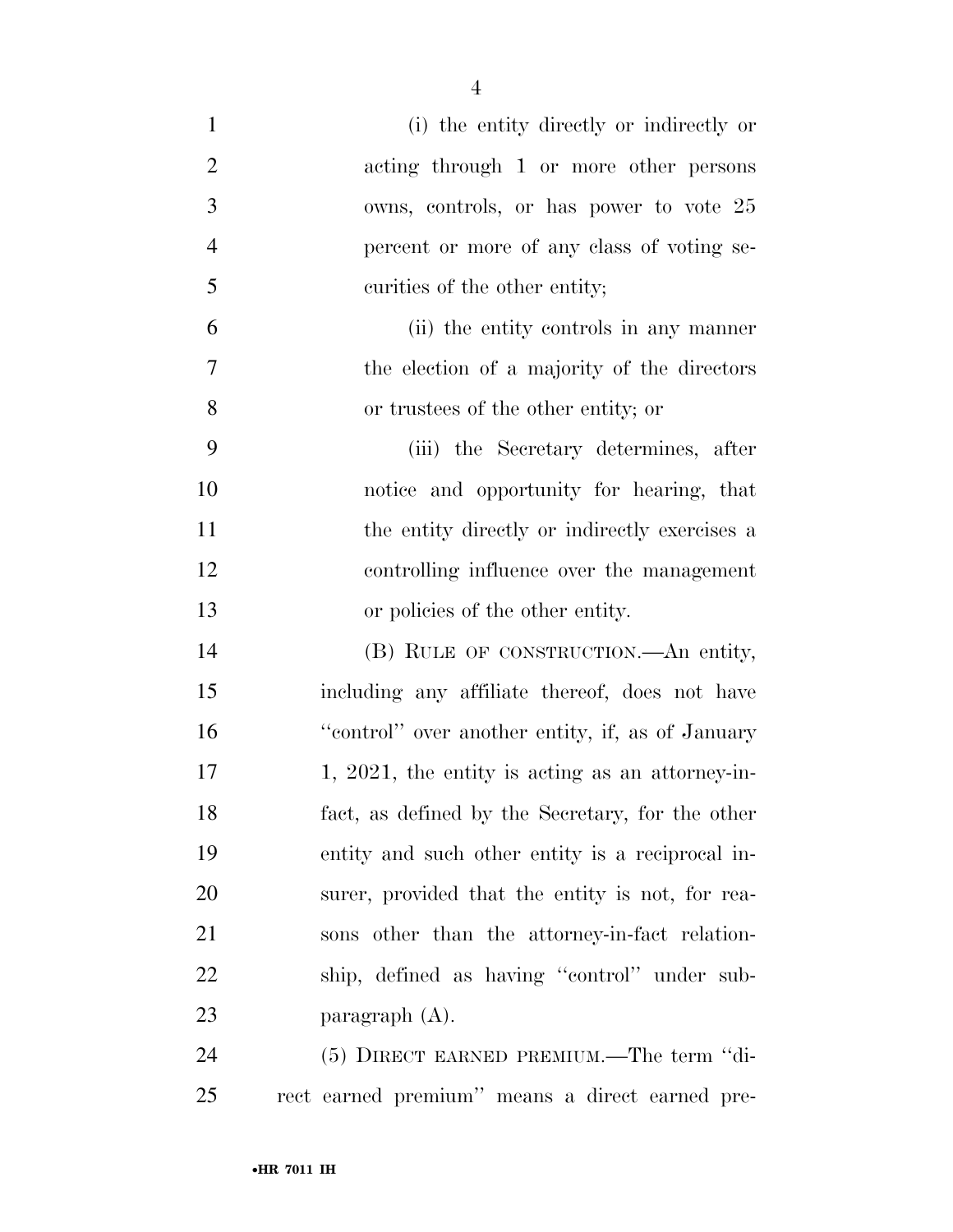(i) the entity directly or indirectly or acting through 1 or more other persons owns, controls, or has power to vote 25 percent or more of any class of voting securities of the other entity;

(ii) the entity controls in any manner the election of a majority of the directors or trustees of the other entity; or

(iii) the Secretary determines, after notice and opportunity for hearing, that the entity directly or indirectly exercises a controlling influence over the management or policies of the other entity.

(B) RULE OF CONSTRUCTION.—An entity, including any affiliate thereof, does not have ''control'' over another entity, if, as of January 1, 2021, the entity is acting as an attorney-in-fact, as defined by the Secretary, for the other entity and such other entity is a reciprocal insurer, provided that the entity is not, for reasons other than the attorney-in-fact relationship, defined as having ''control'' under subparagraph (A).

(5) DIRECT EARNED PREMIUM.—The term ''direct earned premium'' means a direct earned pre-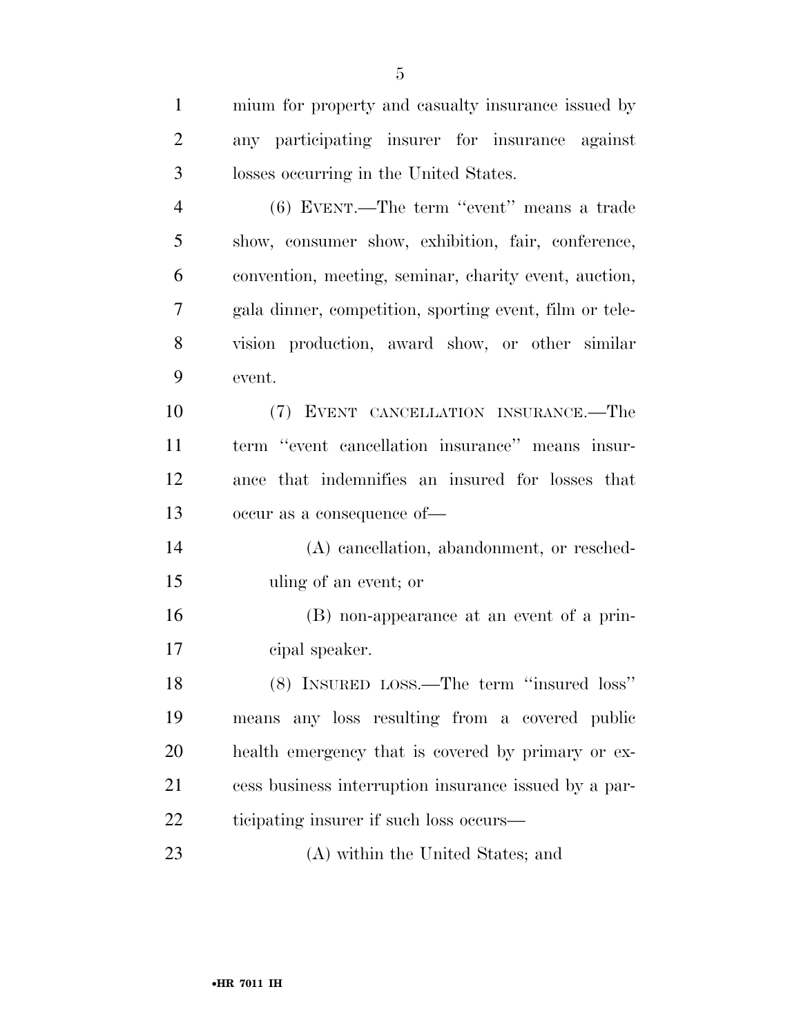mium for property and casualty insurance issued by any participating insurer for insurance against losses occurring in the United States.

(6) EVENT.—The term "event" means a trade show, consumer show, exhibition, fair, conference, convention, meeting, seminar, charity event, auction, gala dinner, competition, sporting event, film or television production, award show, or other similar event.

(7) EVENT CANCELLATION INSURANCE.—The term "event cancellation insurance" means insurance that indemnifies an insured for losses that occur as a consequence of—

(A) cancellation, abandonment, or rescheduling of an event; or

(B) non-appearance at an event of a principal speaker.

(8) INSURED LOSS.—The term "insured loss" means any loss resulting from a covered public health emergency that is covered by primary or excess business interruption insurance issued by a participating insurer if such loss occurs—

(A) within the United States; and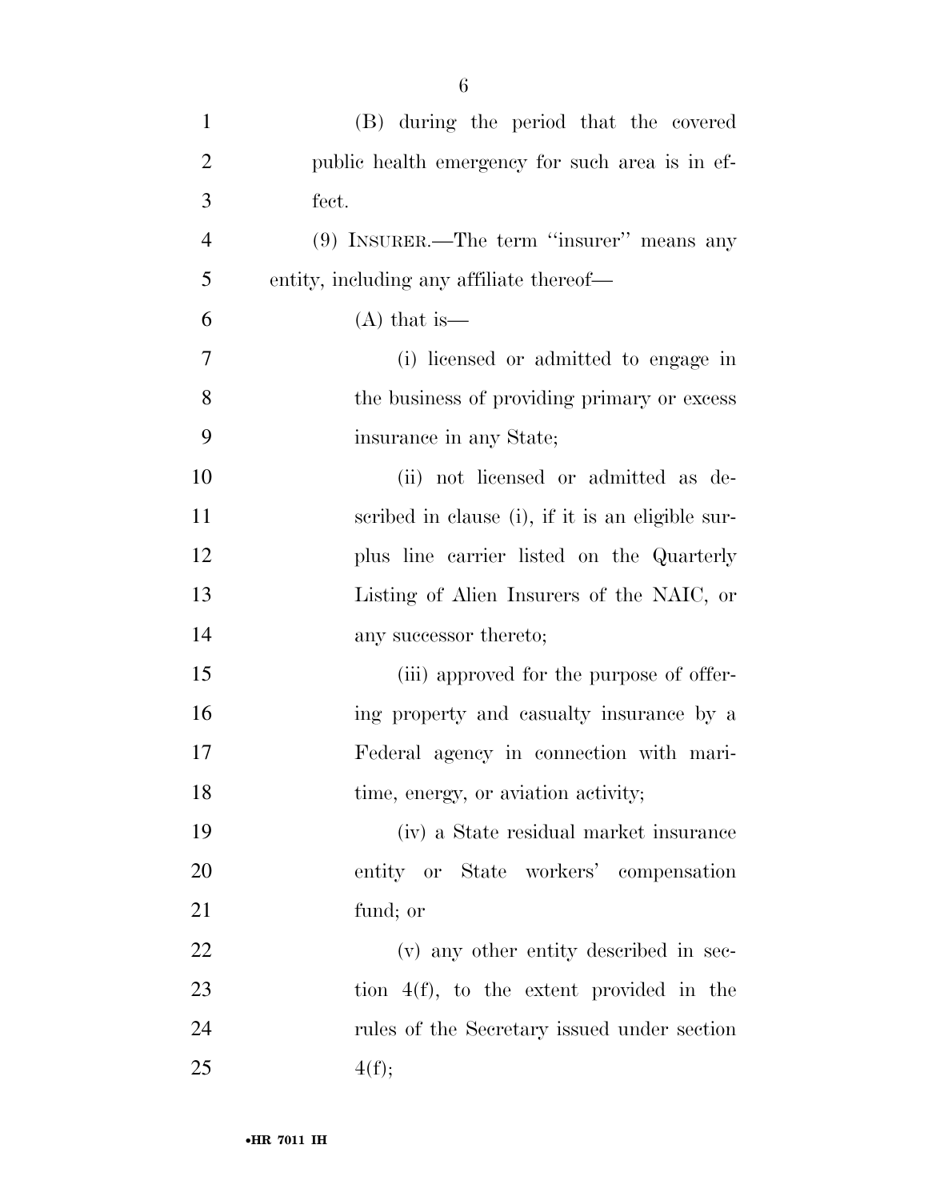(B) during the period that the covered public health emergency for such area is in effect.

(9) INSURER.—The term ''insurer'' means any entity, including any affiliate thereof—

(A) that is—

(i) licensed or admitted to engage in the business of providing primary or excess insurance in any State;

(ii) not licensed or admitted as described in clause (i), if it is an eligible surplus line carrier listed on the Quarterly Listing of Alien Insurers of the NAIC, or any successor thereto;

(iii) approved for the purpose of offering property and casualty insurance by a Federal agency in connection with maritime, energy, or aviation activity;

(iv) a State residual market insurance entity or State workers' compensation fund; or

(v) any other entity described in section 4(f), to the extent provided in the rules of the Secretary issued under section 4(f);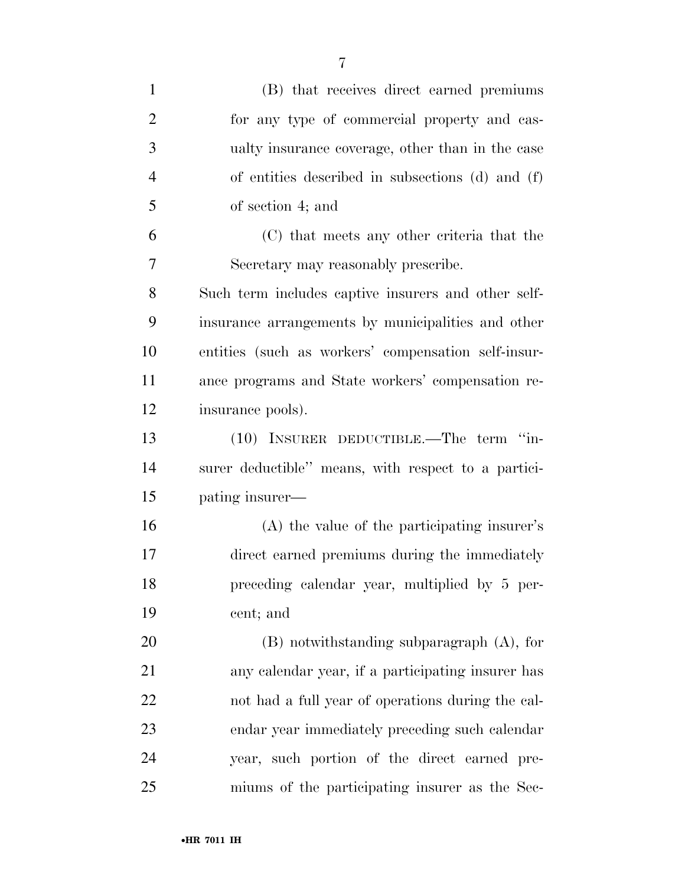(B) that receives direct earned premiums for any type of commercial property and casualty insurance coverage, other than in the case of entities described in subsections (d) and (f) of section 4; and

(C) that meets any other criteria that the Secretary may reasonably prescribe.

Such term includes captive insurers and other self-insurance arrangements by municipalities and other entities (such as workers' compensation self-insurance programs and State workers' compensation reinsurance pools).

(10) INSURER DEDUCTIBLE.—The term ''insurer deductible'' means, with respect to a participating insurer—

(A) the value of the participating insurer's direct earned premiums during the immediately preceding calendar year, multiplied by 5 percent; and

(B) notwithstanding subparagraph (A), for any calendar year, if a participating insurer has not had a full year of operations during the calendar year immediately preceding such calendar year, such portion of the direct earned premiums of the participating insurer as the Sec-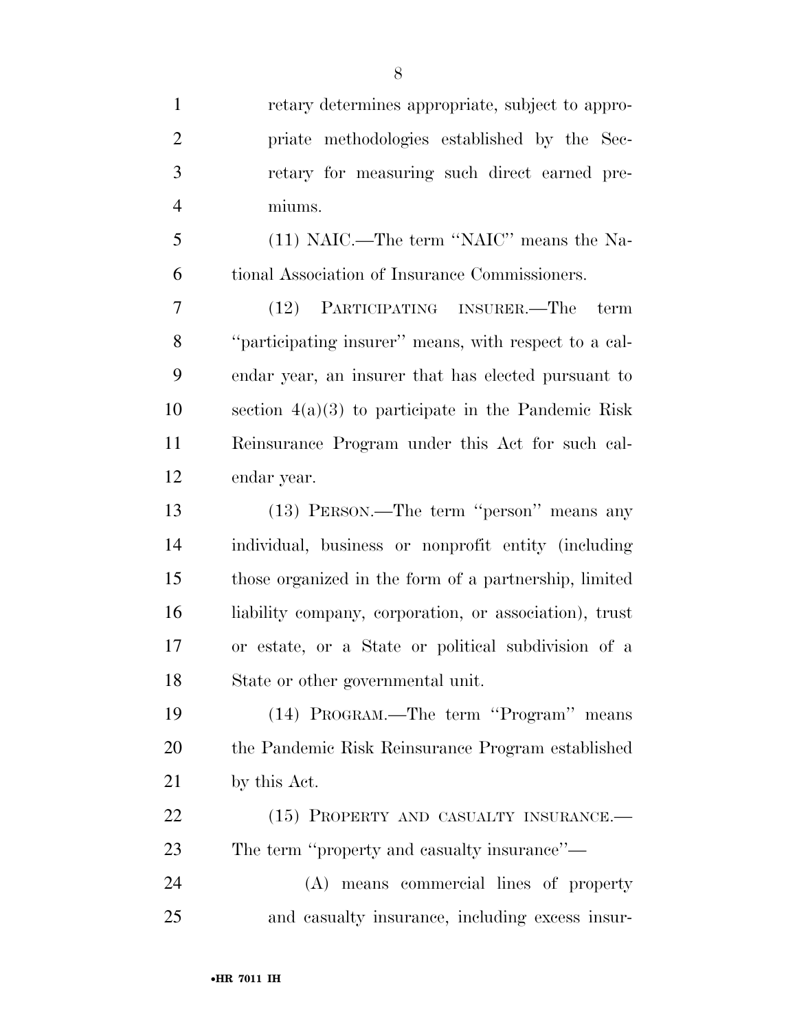retary determines appropriate, subject to appropriate methodologies established by the Secretary for measuring such direct earned premiums.

(11) NAIC.—The term "NAIC" means the National Association of Insurance Commissioners.

(12) PARTICIPATING INSURER.—The term "participating insurer" means, with respect to a calendar year, an insurer that has elected pursuant to section 4(a)(3) to participate in the Pandemic Risk Reinsurance Program under this Act for such calendar year.

(13) PERSON.—The term "person" means any individual, business or nonprofit entity (including those organized in the form of a partnership, limited liability company, corporation, or association), trust or estate, or a State or political subdivision of a State or other governmental unit.

(14) PROGRAM.—The term "Program" means the Pandemic Risk Reinsurance Program established by this Act.

(15) PROPERTY AND CASUALTY INSURANCE.—The term "property and casualty insurance"—

(A) means commercial lines of property and casualty insurance, including excess insur-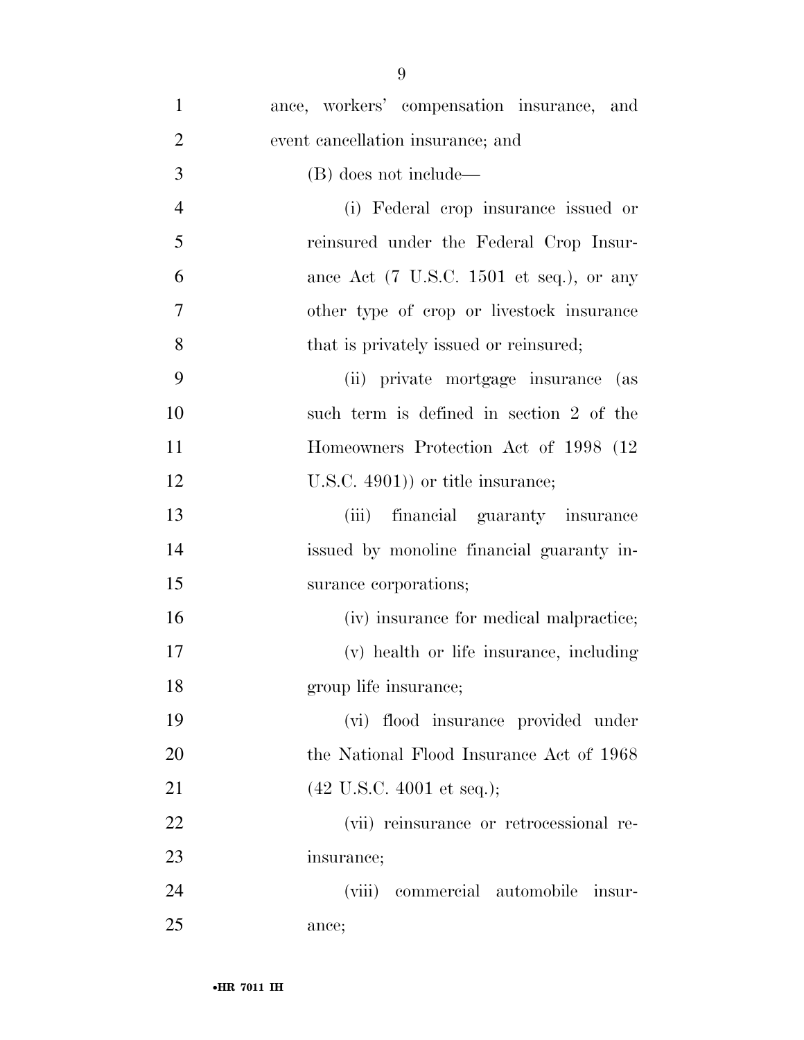ance, workers' compensation insurance, and event cancellation insurance; and

(B) does not include—

(i) Federal crop insurance issued or reinsured under the Federal Crop Insurance Act (7 U.S.C. 1501 et seq.), or any other type of crop or livestock insurance that is privately issued or reinsured;

(ii) private mortgage insurance (as such term is defined in section 2 of the Homeowners Protection Act of 1998 (12 U.S.C. 4901)) or title insurance;

(iii) financial guaranty insurance issued by monoline financial guaranty insurance corporations;

(iv) insurance for medical malpractice;

(v) health or life insurance, including group life insurance;

(vi) flood insurance provided under the National Flood Insurance Act of 1968 (42 U.S.C. 4001 et seq.);

(vii) reinsurance or retrocessional reinsurance;

(viii) commercial automobile insurance;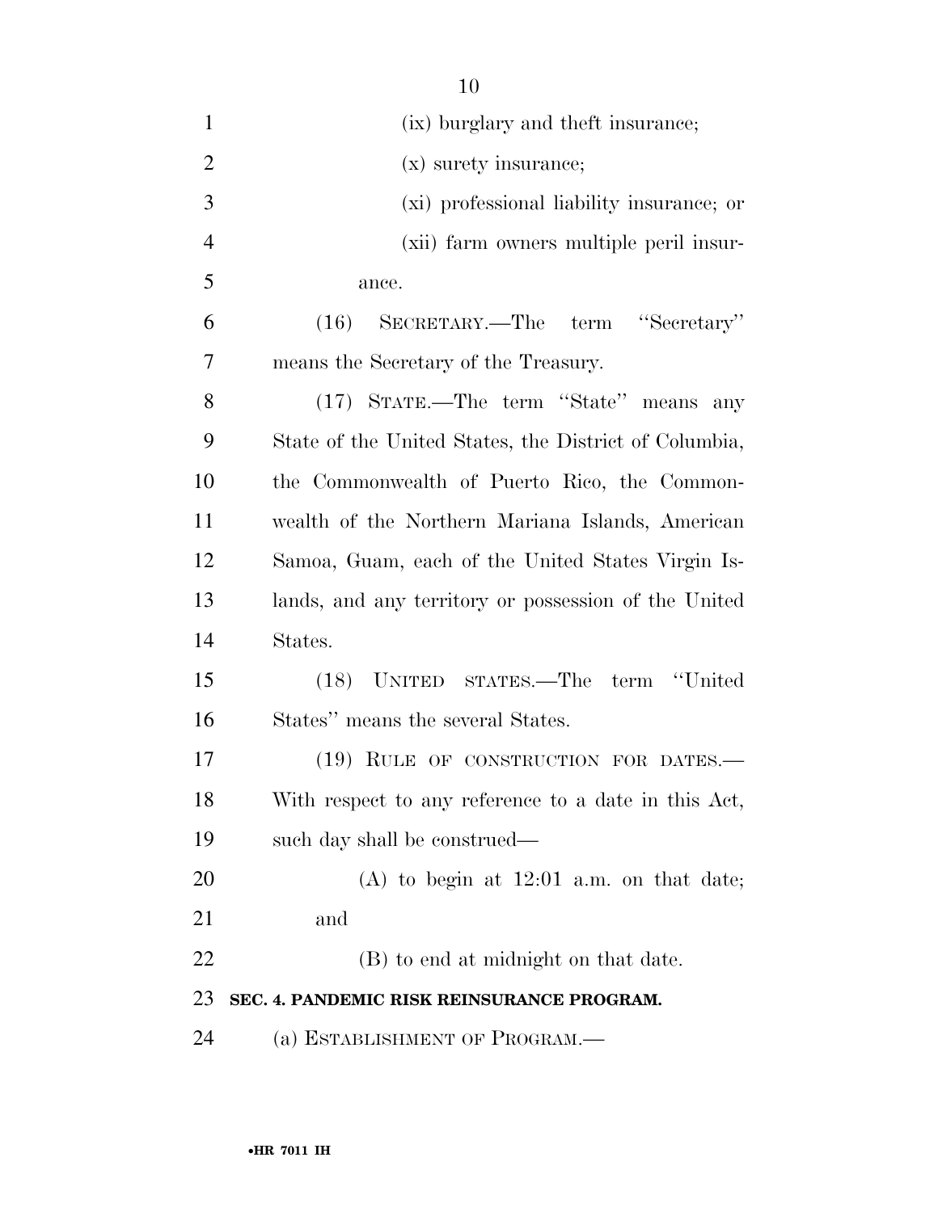(ix) burglary and theft insurance;

(x) surety insurance;

(xi) professional liability insurance; or

(xii) farm owners multiple peril insurance.

(16) SECRETARY.—The term ''Secretary'' means the Secretary of the Treasury.

(17) STATE.—The term ''State'' means any State of the United States, the District of Columbia, the Commonwealth of Puerto Rico, the Commonwealth of the Northern Mariana Islands, American Samoa, Guam, each of the United States Virgin Islands, and any territory or possession of the United States.

(18) UNITED STATES.—The term ''United States'' means the several States.

(19) RULE OF CONSTRUCTION FOR DATES.—With respect to any reference to a date in this Act, such day shall be construed—

(A) to begin at 12:01 a.m. on that date; and

(B) to end at midnight on that date.

**SEC. 4. PANDEMIC RISK REINSURANCE PROGRAM.**

(a) ESTABLISHMENT OF PROGRAM.—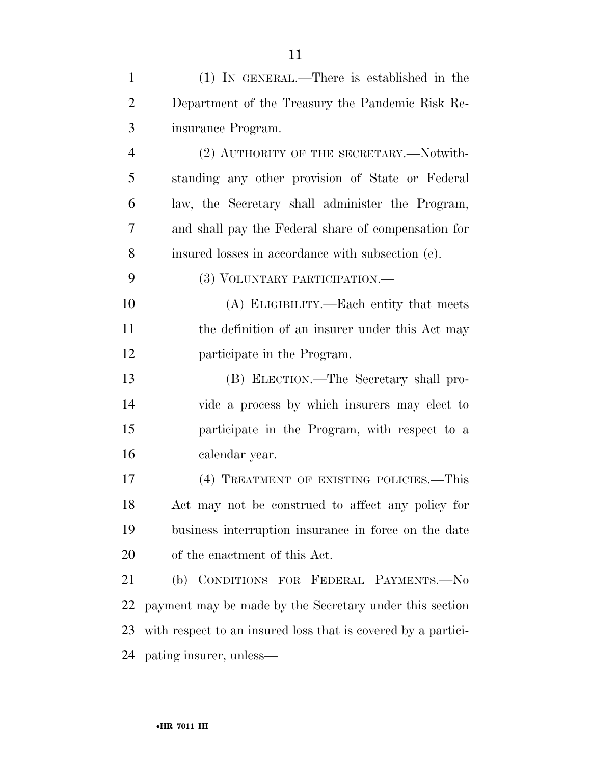(1) IN GENERAL.—There is established in the Department of the Treasury the Pandemic Risk Reinsurance Program.

(2) AUTHORITY OF THE SECRETARY.—Notwithstanding any other provision of State or Federal law, the Secretary shall administer the Program, and shall pay the Federal share of compensation for insured losses in accordance with subsection (e).

(3) VOLUNTARY PARTICIPATION.—

(A) ELIGIBILITY.—Each entity that meets the definition of an insurer under this Act may participate in the Program.

(B) ELECTION.—The Secretary shall provide a process by which insurers may elect to participate in the Program, with respect to a calendar year.

(4) TREATMENT OF EXISTING POLICIES.—This Act may not be construed to affect any policy for business interruption insurance in force on the date of the enactment of this Act.

(b) CONDITIONS FOR FEDERAL PAYMENTS.—No payment may be made by the Secretary under this section with respect to an insured loss that is covered by a participating insurer, unless—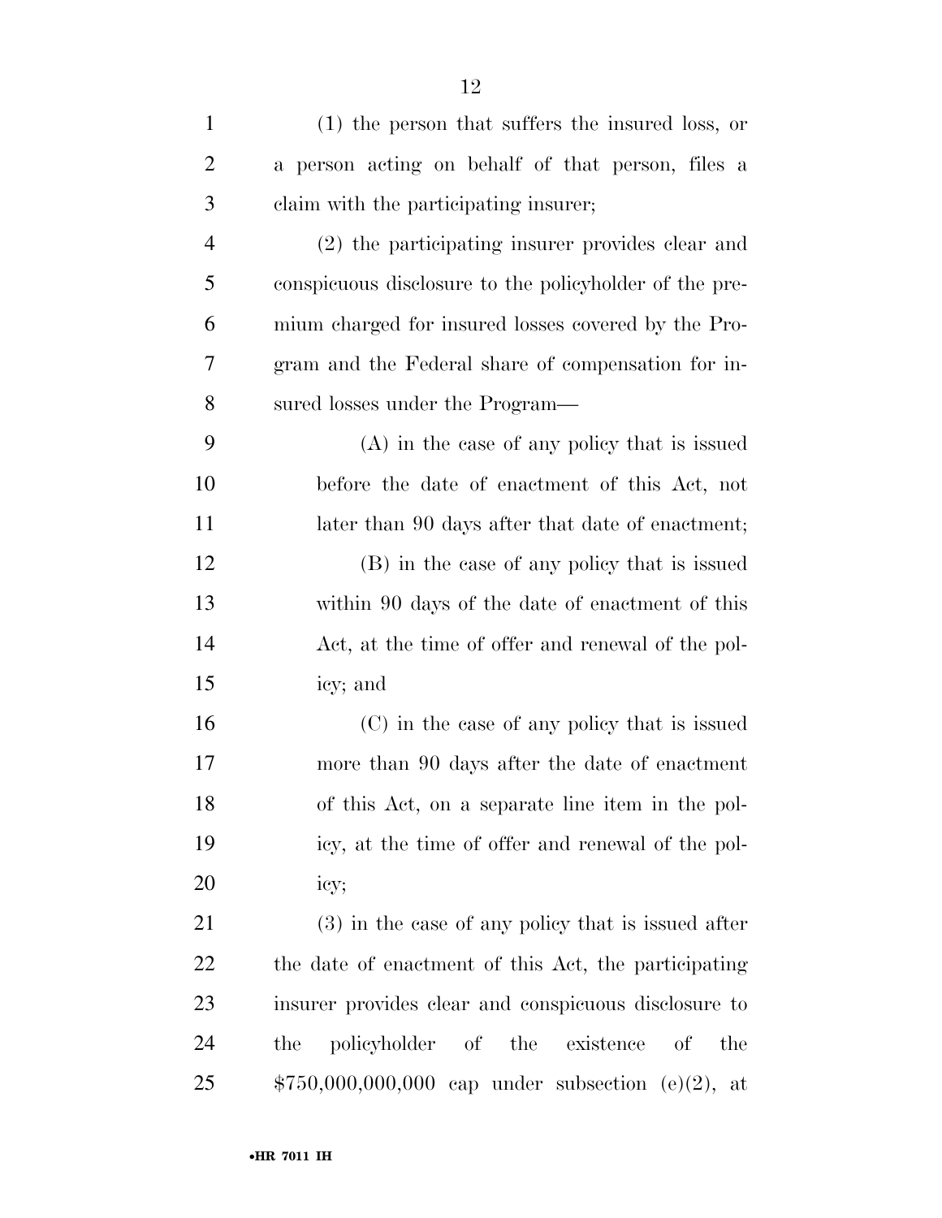(1) the person that suffers the insured loss, or a person acting on behalf of that person, files a claim with the participating insurer;

(2) the participating insurer provides clear and conspicuous disclosure to the policyholder of the premium charged for insured losses covered by the Program and the Federal share of compensation for insured losses under the Program—

(A) in the case of any policy that is issued before the date of enactment of this Act, not later than 90 days after that date of enactment;

(B) in the case of any policy that is issued within 90 days of the date of enactment of this Act, at the time of offer and renewal of the policy; and

(C) in the case of any policy that is issued more than 90 days after the date of enactment of this Act, on a separate line item in the policy, at the time of offer and renewal of the policy;

(3) in the case of any policy that is issued after the date of enactment of this Act, the participating insurer provides clear and conspicuous disclosure to the policyholder of the existence of the $750,000,000,000 cap under subsection (e)(2), at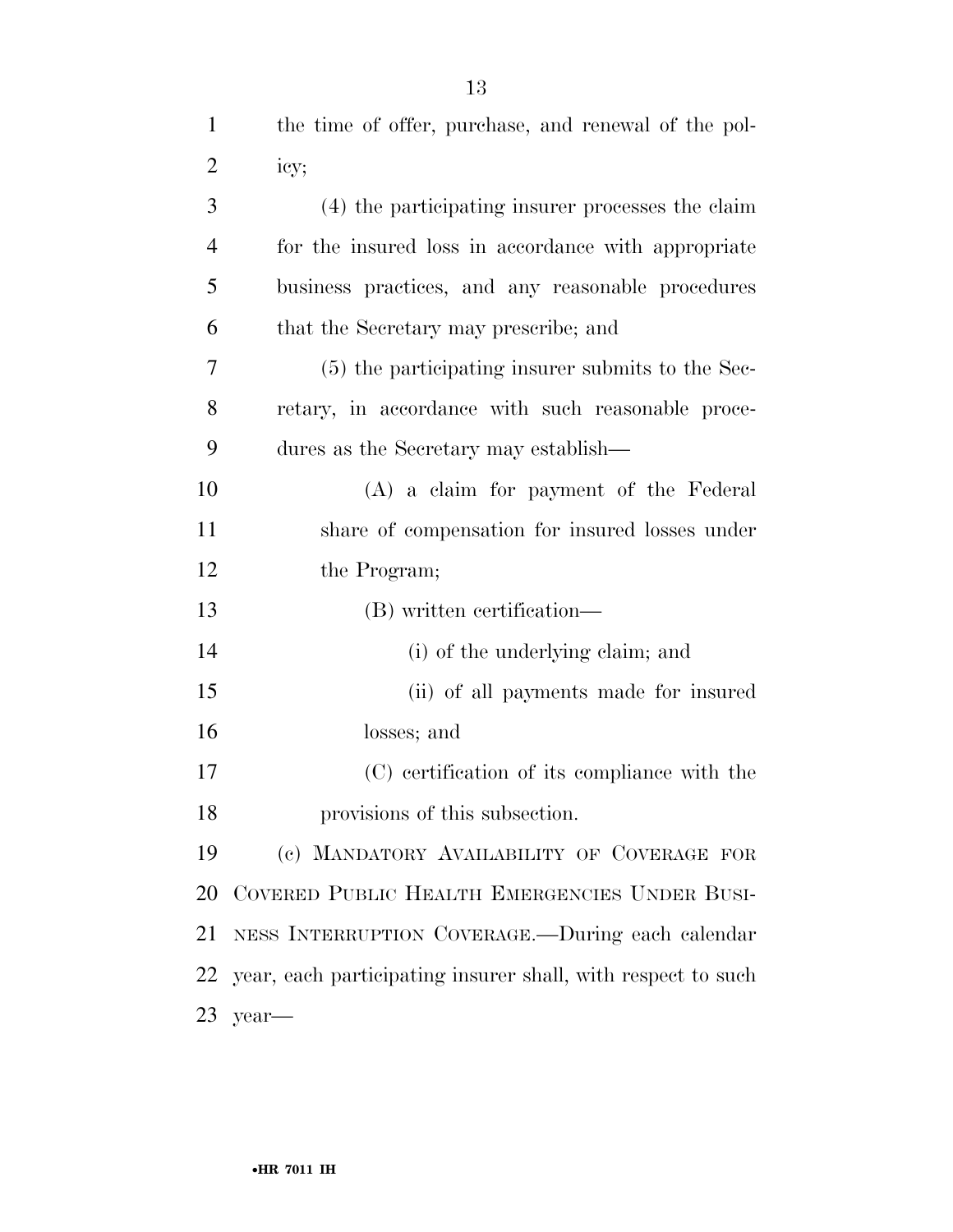the time of offer, purchase, and renewal of the policy;

(4) the participating insurer processes the claim for the insured loss in accordance with appropriate business practices, and any reasonable procedures that the Secretary may prescribe; and

(5) the participating insurer submits to the Secretary, in accordance with such reasonable procedures as the Secretary may establish—

(A) a claim for payment of the Federal share of compensation for insured losses under the Program;

(B) written certification—

(i) of the underlying claim; and

(ii) of all payments made for insured losses; and

(C) certification of its compliance with the provisions of this subsection.

(c) MANDATORY AVAILABILITY OF COVERAGE FOR COVERED PUBLIC HEALTH EMERGENCIES UNDER BUSINESS INTERRUPTION COVERAGE.—During each calendar year, each participating insurer shall, with respect to such year—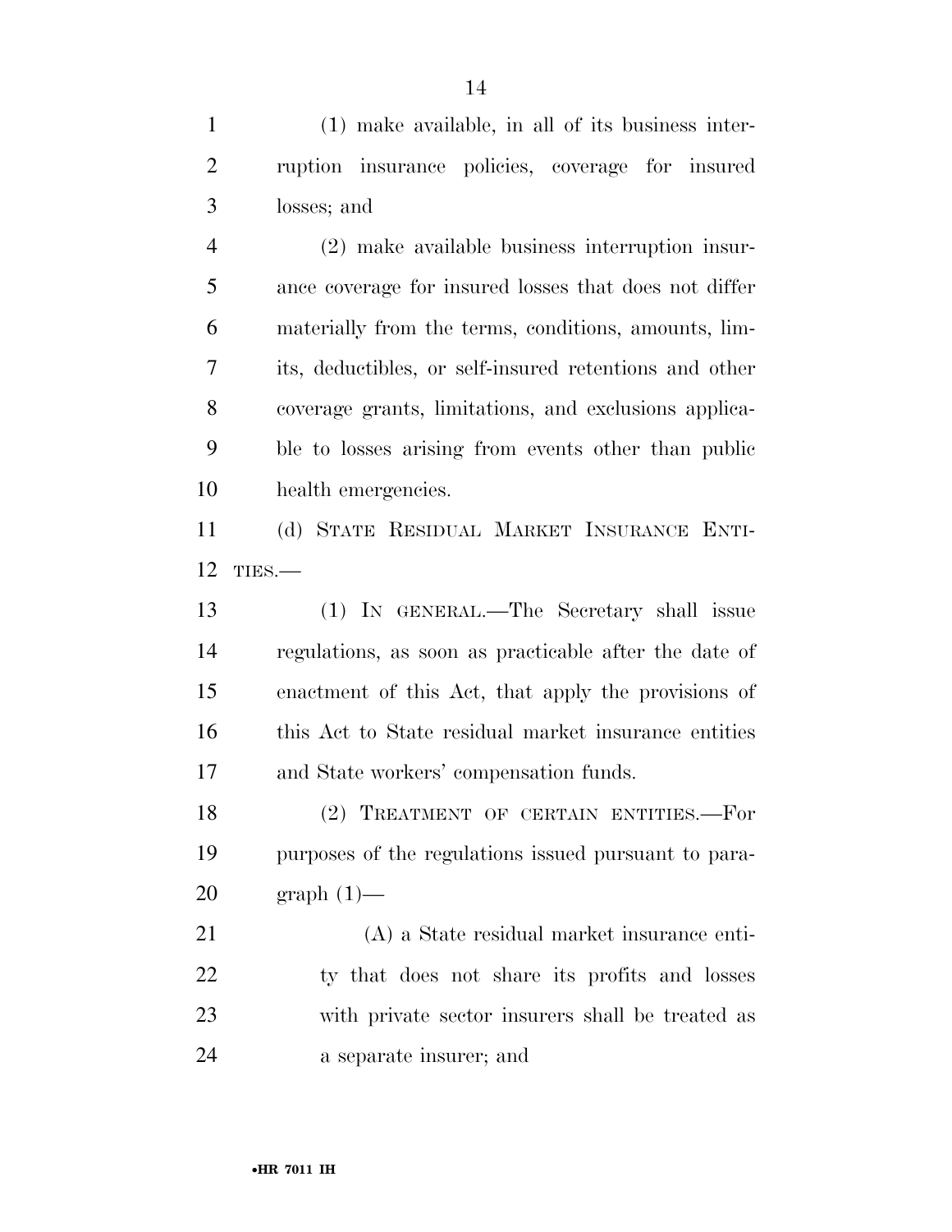(1) make available, in all of its business interruption insurance policies, coverage for insured losses; and

(2) make available business interruption insurance coverage for insured losses that does not differ materially from the terms, conditions, amounts, limits, deductibles, or self-insured retentions and other coverage grants, limitations, and exclusions applicable to losses arising from events other than public health emergencies.

(d) STATE RESIDUAL MARKET INSURANCE ENTITIES.—

(1) IN GENERAL.—The Secretary shall issue regulations, as soon as practicable after the date of enactment of this Act, that apply the provisions of this Act to State residual market insurance entities and State workers' compensation funds.

(2) TREATMENT OF CERTAIN ENTITIES.—For purposes of the regulations issued pursuant to paragraph (1)—

(A) a State residual market insurance entity that does not share its profits and losses with private sector insurers shall be treated as a separate insurer; and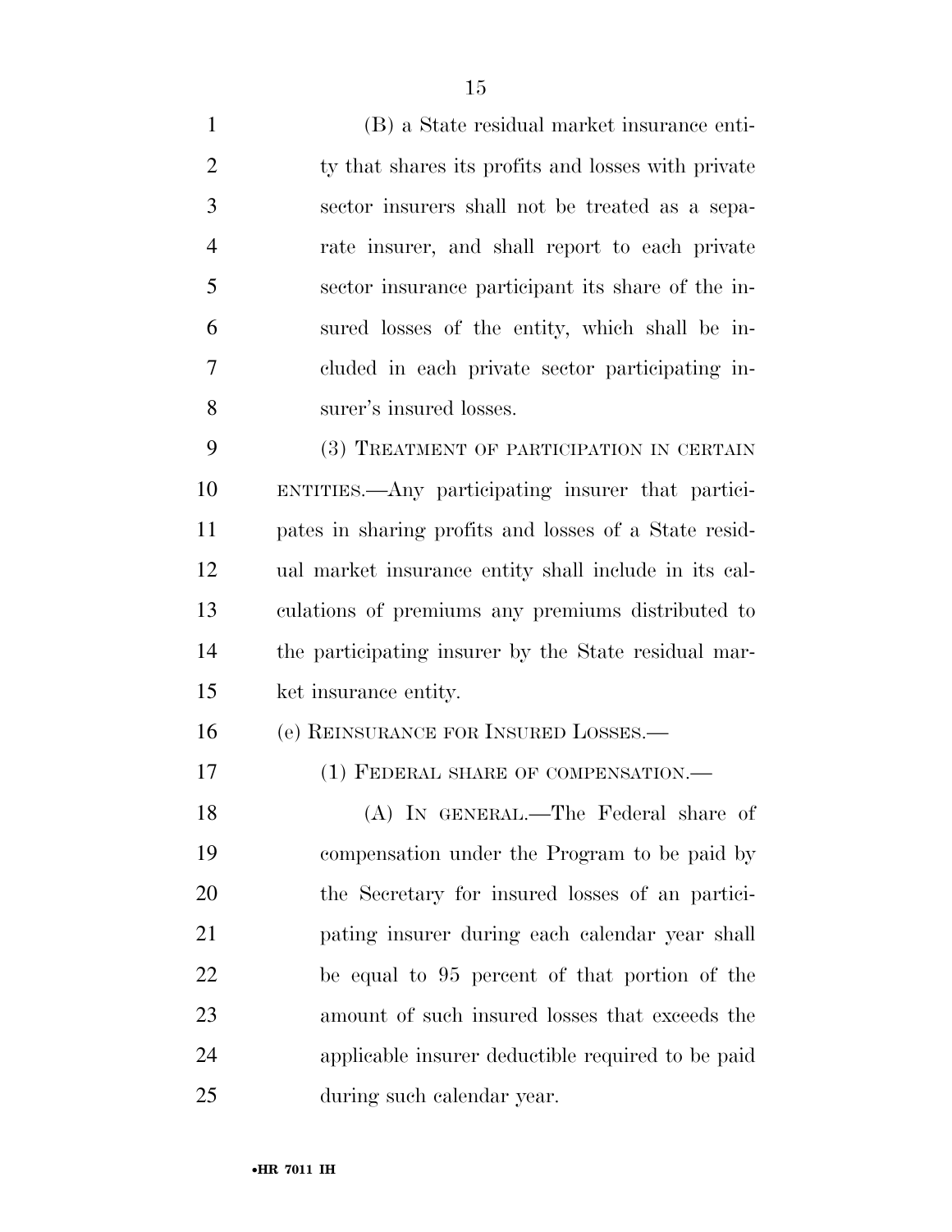(B) a State residual market insurance entity that shares its profits and losses with private sector insurers shall not be treated as a separate insurer, and shall report to each private sector insurance participant its share of the insured losses of the entity, which shall be included in each private sector participating insurer's insured losses.

(3) TREATMENT OF PARTICIPATION IN CERTAIN ENTITIES.—Any participating insurer that participates in sharing profits and losses of a State residual market insurance entity shall include in its calculations of premiums any premiums distributed to the participating insurer by the State residual market insurance entity.

(e) REINSURANCE FOR INSURED LOSSES.—

(1) FEDERAL SHARE OF COMPENSATION.—

(A) IN GENERAL.—The Federal share of compensation under the Program to be paid by the Secretary for insured losses of an participating insurer during each calendar year shall be equal to 95 percent of that portion of the amount of such insured losses that exceeds the applicable insurer deductible required to be paid during such calendar year.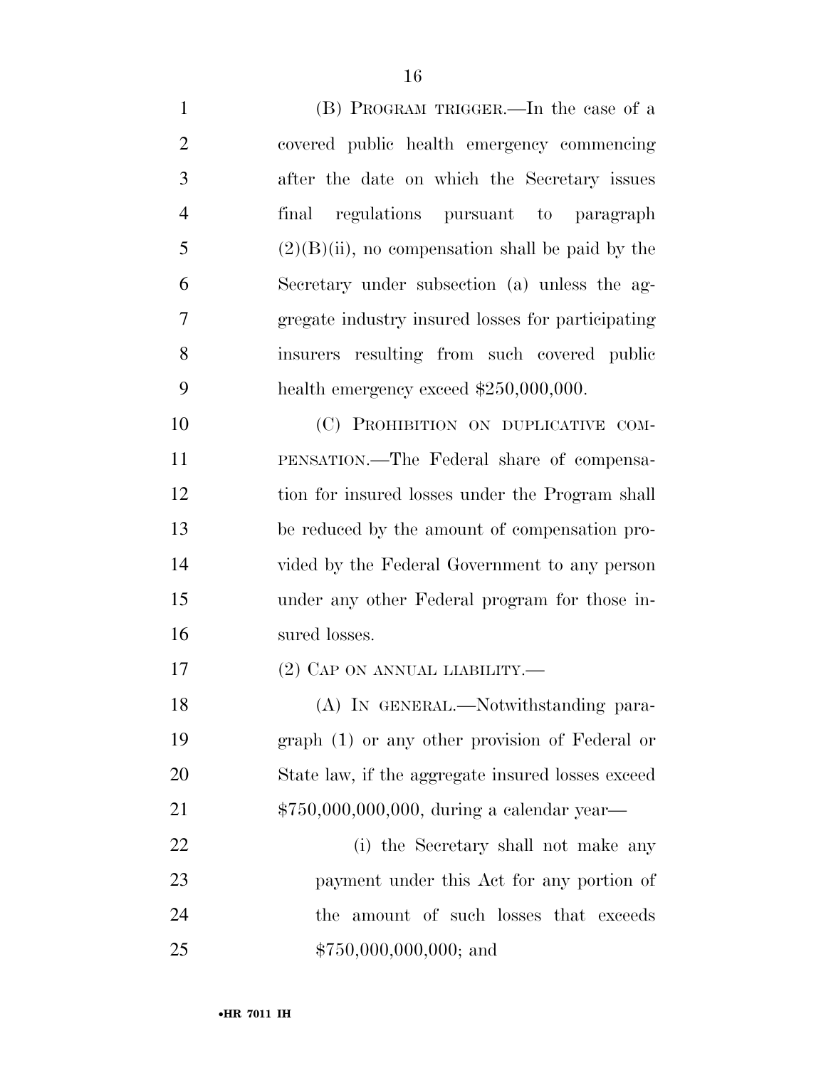(B) PROGRAM TRIGGER.—In the case of a covered public health emergency commencing after the date on which the Secretary issues final regulations pursuant to paragraph (2)(B)(ii), no compensation shall be paid by the Secretary under subsection (a) unless the aggregate industry insured losses for participating insurers resulting from such covered public health emergency exceed $250,000,000.

(C) PROHIBITION ON DUPLICATIVE COMPENSATION.—The Federal share of compensation for insured losses under the Program shall be reduced by the amount of compensation provided by the Federal Government to any person under any other Federal program for those insured losses.

(2) CAP ON ANNUAL LIABILITY.—

(A) IN GENERAL.—Notwithstanding paragraph (1) or any other provision of Federal or State law, if the aggregate insured losses exceed $750,000,000,000, during a calendar year—

(i) the Secretary shall not make any payment under this Act for any portion of the amount of such losses that exceeds $750,000,000,000; and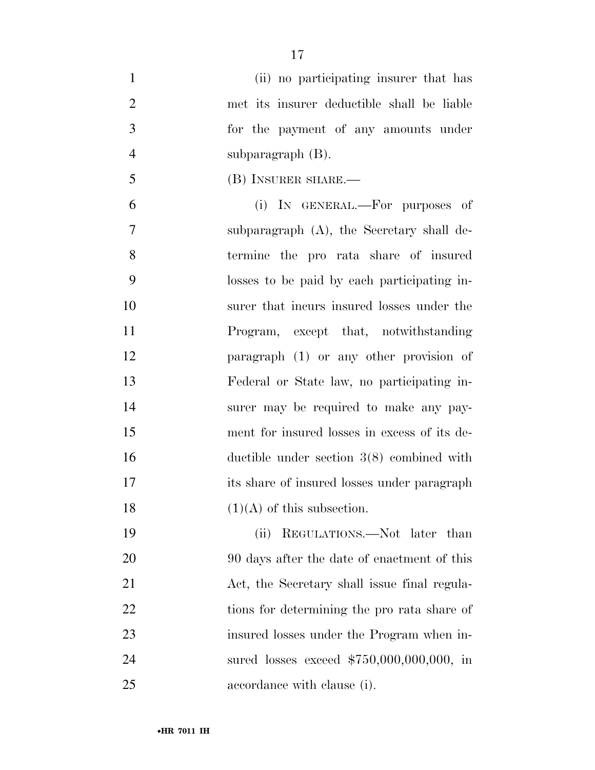(ii) no participating insurer that has met its insurer deductible shall be liable for the payment of any amounts under subparagraph (B).

(B) INSURER SHARE.—

(i) IN GENERAL.—For purposes of subparagraph (A), the Secretary shall determine the pro rata share of insured losses to be paid by each participating insurer that incurs insured losses under the Program, except that, notwithstanding paragraph (1) or any other provision of Federal or State law, no participating insurer may be required to make any payment for insured losses in excess of its deductible under section 3(8) combined with its share of insured losses under paragraph (1)(A) of this subsection.

(ii) REGULATIONS.—Not later than 90 days after the date of enactment of this Act, the Secretary shall issue final regulations for determining the pro rata share of insured losses under the Program when insured losses exceed $750,000,000,000, in accordance with clause (i).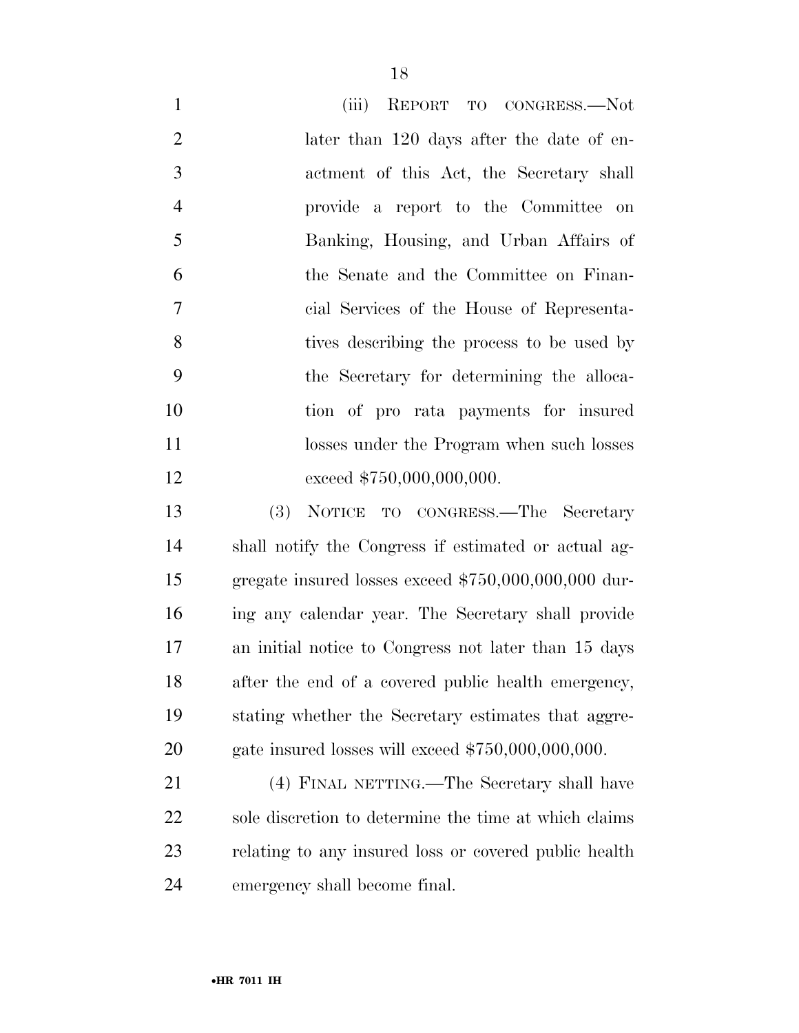(iii) REPORT TO CONGRESS.—Not later than 120 days after the date of enactment of this Act, the Secretary shall provide a report to the Committee on Banking, Housing, and Urban Affairs of the Senate and the Committee on Financial Services of the House of Representatives describing the process to be used by the Secretary for determining the allocation of pro rata payments for insured losses under the Program when such losses exceed $750,000,000,000.

(3) NOTICE TO CONGRESS.—The Secretary shall notify the Congress if estimated or actual aggregate insured losses exceed $750,000,000,000 during any calendar year. The Secretary shall provide an initial notice to Congress not later than 15 days after the end of a covered public health emergency, stating whether the Secretary estimates that aggregate insured losses will exceed $750,000,000,000.

(4) FINAL NETTING.—The Secretary shall have sole discretion to determine the time at which claims relating to any insured loss or covered public health emergency shall become final.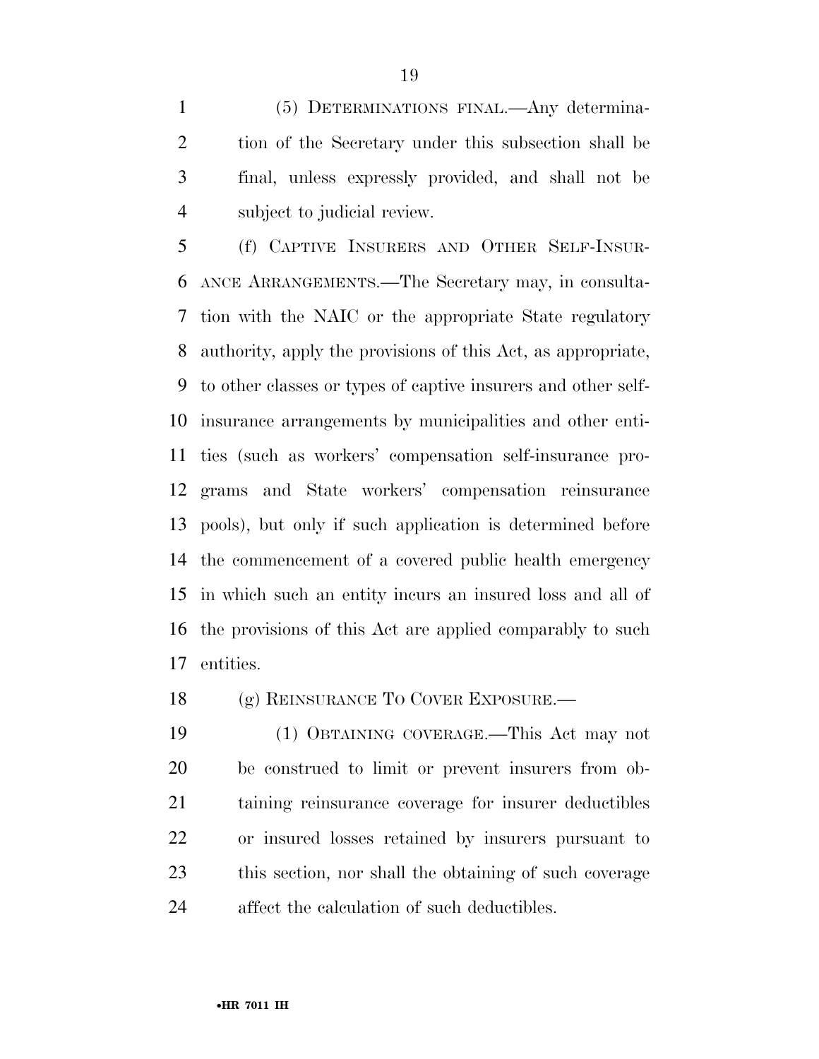(5) DETERMINATIONS FINAL.—Any determination of the Secretary under this subsection shall be final, unless expressly provided, and shall not be subject to judicial review.

(f) CAPTIVE INSURERS AND OTHER SELF-INSURANCE ARRANGEMENTS.—The Secretary may, in consultation with the NAIC or the appropriate State regulatory authority, apply the provisions of this Act, as appropriate, to other classes or types of captive insurers and other self-insurance arrangements by municipalities and other entities (such as workers' compensation self-insurance programs and State workers' compensation reinsurance pools), but only if such application is determined before the commencement of a covered public health emergency in which such an entity incurs an insured loss and all of the provisions of this Act are applied comparably to such entities.

(g) REINSURANCE TO COVER EXPOSURE.—

(1) OBTAINING COVERAGE.—This Act may not be construed to limit or prevent insurers from obtaining reinsurance coverage for insurer deductibles or insured losses retained by insurers pursuant to this section, nor shall the obtaining of such coverage affect the calculation of such deductibles.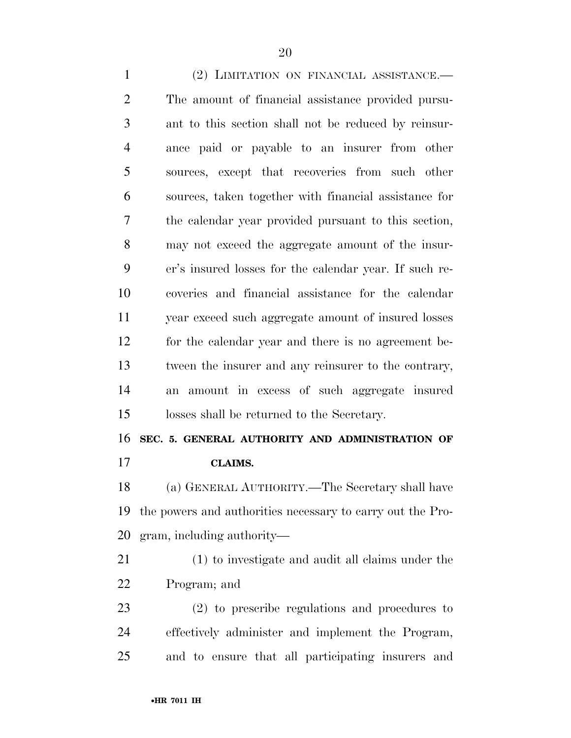(2) LIMITATION ON FINANCIAL ASSISTANCE.—The amount of financial assistance provided pursuant to this section shall not be reduced by reinsurance paid or payable to an insurer from other sources, except that recoveries from such other sources, taken together with financial assistance for the calendar year provided pursuant to this section, may not exceed the aggregate amount of the insurer's insured losses for the calendar year. If such recoveries and financial assistance for the calendar year exceed such aggregate amount of insured losses for the calendar year and there is no agreement between the insurer and any reinsurer to the contrary, an amount in excess of such aggregate insured losses shall be returned to the Secretary.

## SEC. 5. GENERAL AUTHORITY AND ADMINISTRATION OF CLAIMS.

(a) GENERAL AUTHORITY.—The Secretary shall have the powers and authorities necessary to carry out the Program, including authority—

(1) to investigate and audit all claims under the Program; and

(2) to prescribe regulations and procedures to effectively administer and implement the Program, and to ensure that all participating insurers and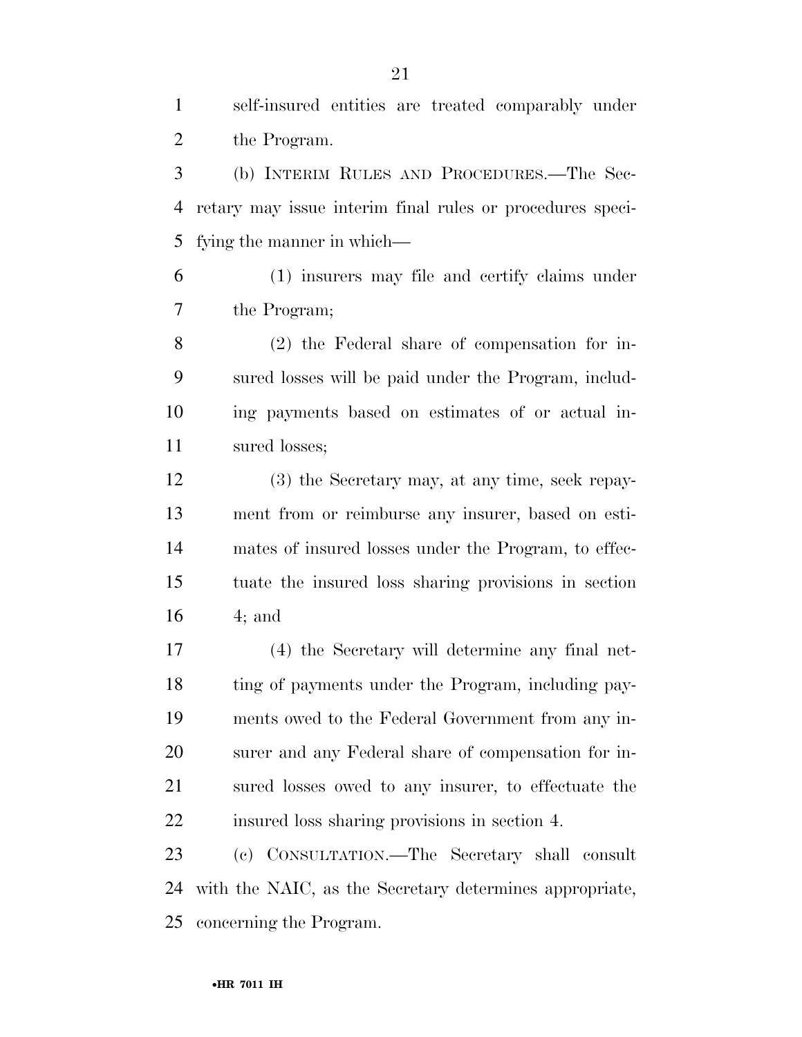self-insured entities are treated comparably under the Program.

(b) INTERIM RULES AND PROCEDURES.—The Secretary may issue interim final rules or procedures specifying the manner in which—

(1) insurers may file and certify claims under the Program;

(2) the Federal share of compensation for insured losses will be paid under the Program, including payments based on estimates of or actual insured losses;

(3) the Secretary may, at any time, seek repayment from or reimburse any insurer, based on estimates of insured losses under the Program, to effectuate the insured loss sharing provisions in section 4; and

(4) the Secretary will determine any final netting of payments under the Program, including payments owed to the Federal Government from any insurer and any Federal share of compensation for insured losses owed to any insurer, to effectuate the insured loss sharing provisions in section 4.

(c) CONSULTATION.—The Secretary shall consult with the NAIC, as the Secretary determines appropriate, concerning the Program.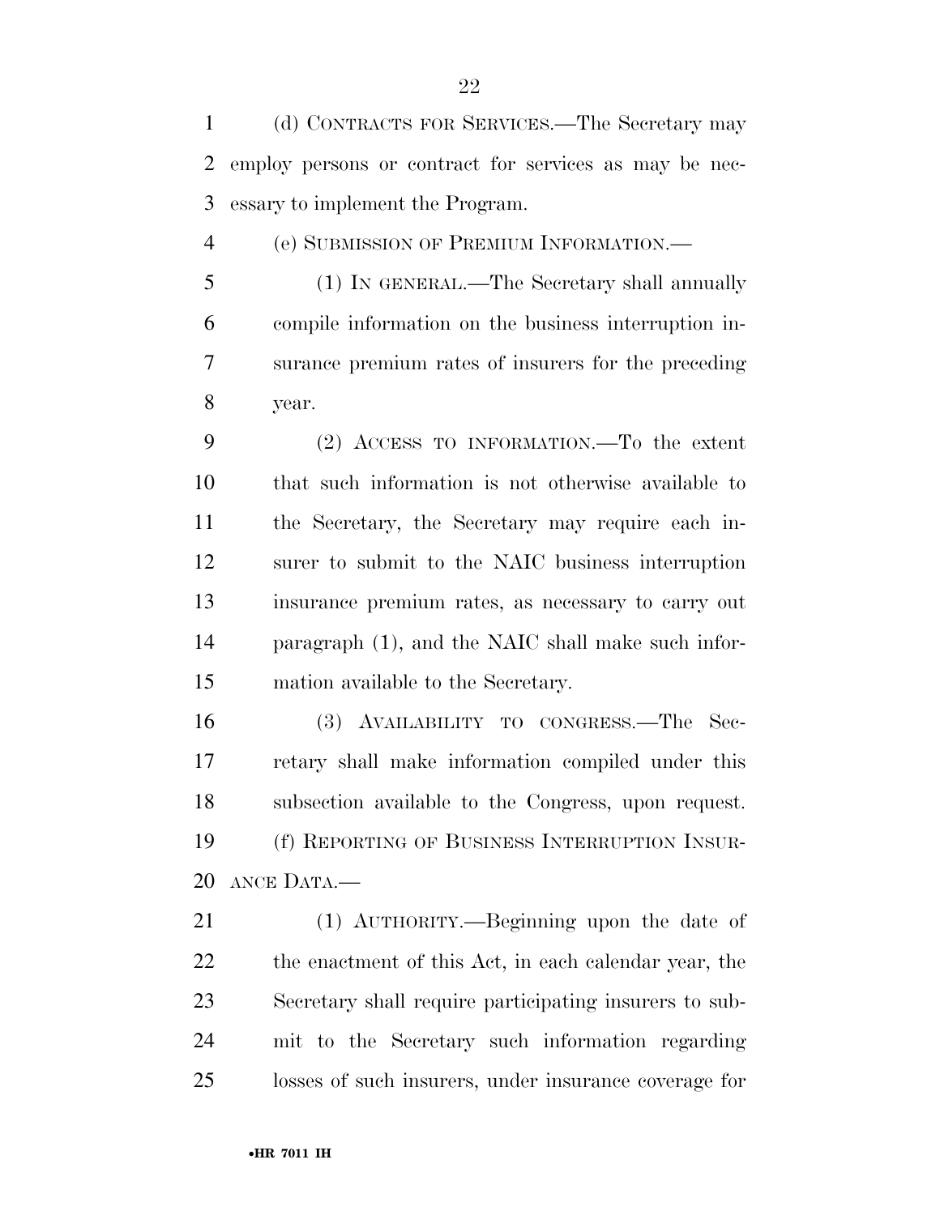(d) CONTRACTS FOR SERVICES.—The Secretary may employ persons or contract for services as may be necessary to implement the Program.

(e) SUBMISSION OF PREMIUM INFORMATION.—

(1) IN GENERAL.—The Secretary shall annually compile information on the business interruption insurance premium rates of insurers for the preceding year.

(2) ACCESS TO INFORMATION.—To the extent that such information is not otherwise available to the Secretary, the Secretary may require each insurer to submit to the NAIC business interruption insurance premium rates, as necessary to carry out paragraph (1), and the NAIC shall make such information available to the Secretary.

(3) AVAILABILITY TO CONGRESS.—The Secretary shall make information compiled under this subsection available to the Congress, upon request.

(f) REPORTING OF BUSINESS INTERRUPTION INSURANCE DATA.—

(1) AUTHORITY.—Beginning upon the date of the enactment of this Act, in each calendar year, the Secretary shall require participating insurers to submit to the Secretary such information regarding losses of such insurers, under insurance coverage for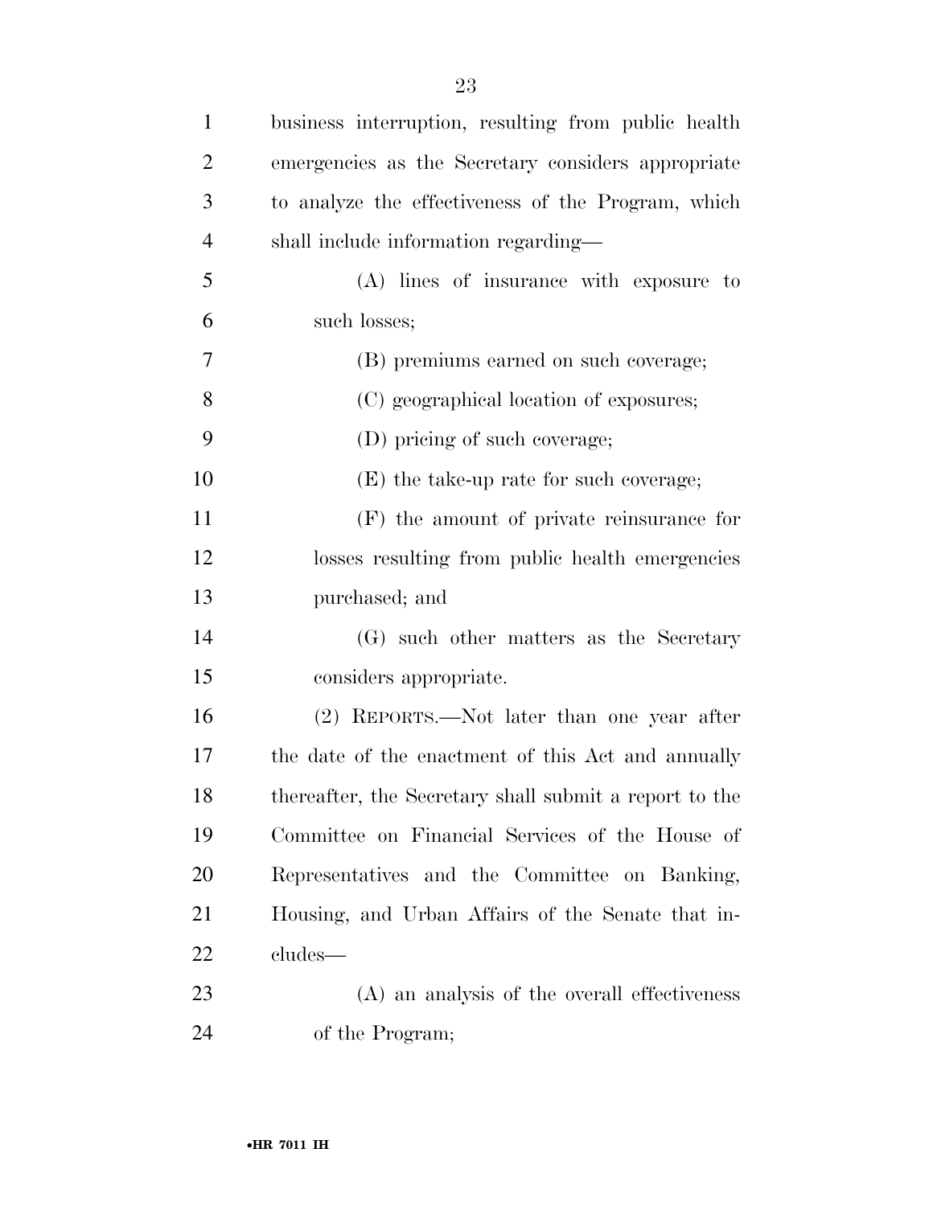business interruption, resulting from public health emergencies as the Secretary considers appropriate to analyze the effectiveness of the Program, which shall include information regarding—

(A) lines of insurance with exposure to such losses;

(B) premiums earned on such coverage;

(C) geographical location of exposures;

(D) pricing of such coverage;

(E) the take-up rate for such coverage;

(F) the amount of private reinsurance for losses resulting from public health emergencies purchased; and

(G) such other matters as the Secretary considers appropriate.

(2) REPORTS.—Not later than one year after the date of the enactment of this Act and annually thereafter, the Secretary shall submit a report to the Committee on Financial Services of the House of Representatives and the Committee on Banking, Housing, and Urban Affairs of the Senate that includes—

(A) an analysis of the overall effectiveness of the Program;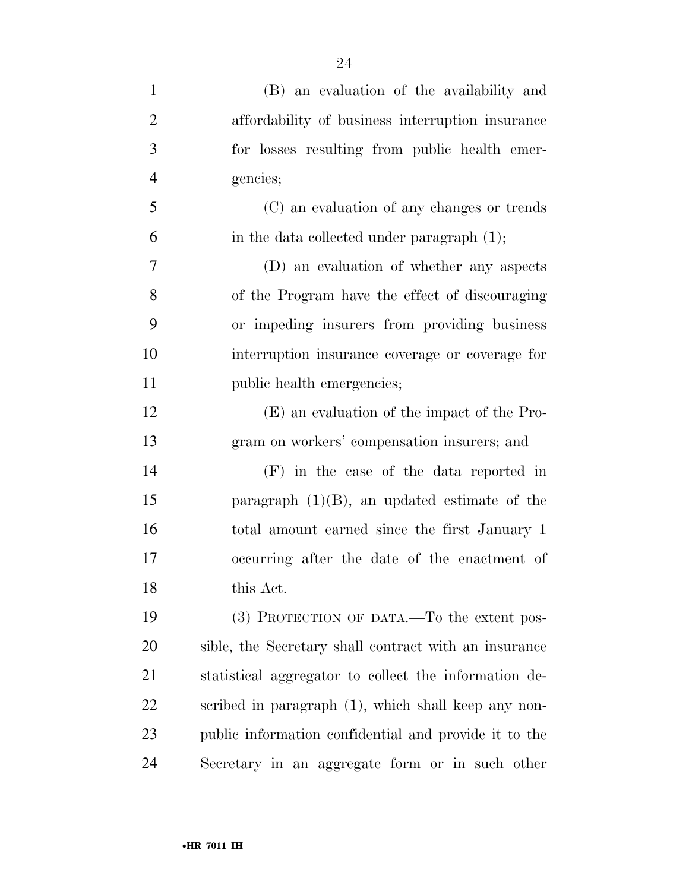(B) an evaluation of the availability and affordability of business interruption insurance for losses resulting from public health emergencies;

(C) an evaluation of any changes or trends in the data collected under paragraph (1);

(D) an evaluation of whether any aspects of the Program have the effect of discouraging or impeding insurers from providing business interruption insurance coverage or coverage for public health emergencies;

(E) an evaluation of the impact of the Program on workers' compensation insurers; and

(F) in the case of the data reported in paragraph (1)(B), an updated estimate of the total amount earned since the first January 1 occurring after the date of the enactment of this Act.

(3) PROTECTION OF DATA.—To the extent possible, the Secretary shall contract with an insurance statistical aggregator to collect the information described in paragraph (1), which shall keep any nonpublic information confidential and provide it to the Secretary in an aggregate form or in such other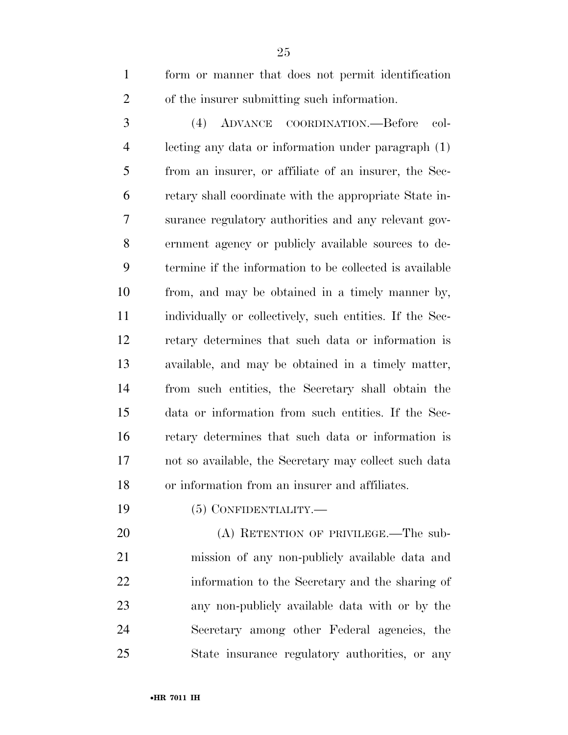form or manner that does not permit identification of the insurer submitting such information.

(4) ADVANCE COORDINATION.—Before collecting any data or information under paragraph (1) from an insurer, or affiliate of an insurer, the Secretary shall coordinate with the appropriate State insurance regulatory authorities and any relevant government agency or publicly available sources to determine if the information to be collected is available from, and may be obtained in a timely manner by, individually or collectively, such entities. If the Secretary determines that such data or information is available, and may be obtained in a timely matter, from such entities, the Secretary shall obtain the data or information from such entities. If the Secretary determines that such data or information is not so available, the Secretary may collect such data or information from an insurer and affiliates.

(5) CONFIDENTIALITY.—

(A) RETENTION OF PRIVILEGE.—The submission of any non-publicly available data and information to the Secretary and the sharing of any non-publicly available data with or by the Secretary among other Federal agencies, the State insurance regulatory authorities, or any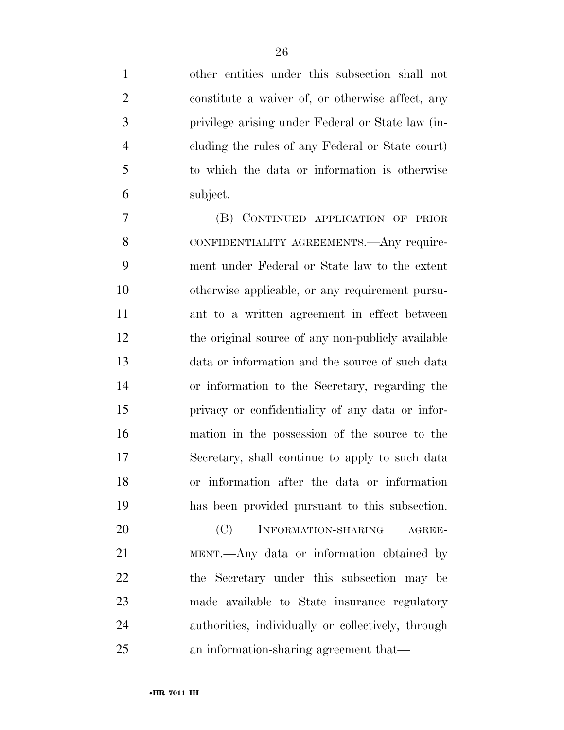other entities under this subsection shall not constitute a waiver of, or otherwise affect, any privilege arising under Federal or State law (including the rules of any Federal or State court) to which the data or information is otherwise subject.

(B) CONTINUED APPLICATION OF PRIOR CONFIDENTIALITY AGREEMENTS.—Any requirement under Federal or State law to the extent otherwise applicable, or any requirement pursuant to a written agreement in effect between the original source of any non-publicly available data or information and the source of such data or information to the Secretary, regarding the privacy or confidentiality of any data or information in the possession of the source to the Secretary, shall continue to apply to such data or information after the data or information has been provided pursuant to this subsection.

(C) INFORMATION-SHARING AGREEMENT.—Any data or information obtained by the Secretary under this subsection may be made available to State insurance regulatory authorities, individually or collectively, through an information-sharing agreement that—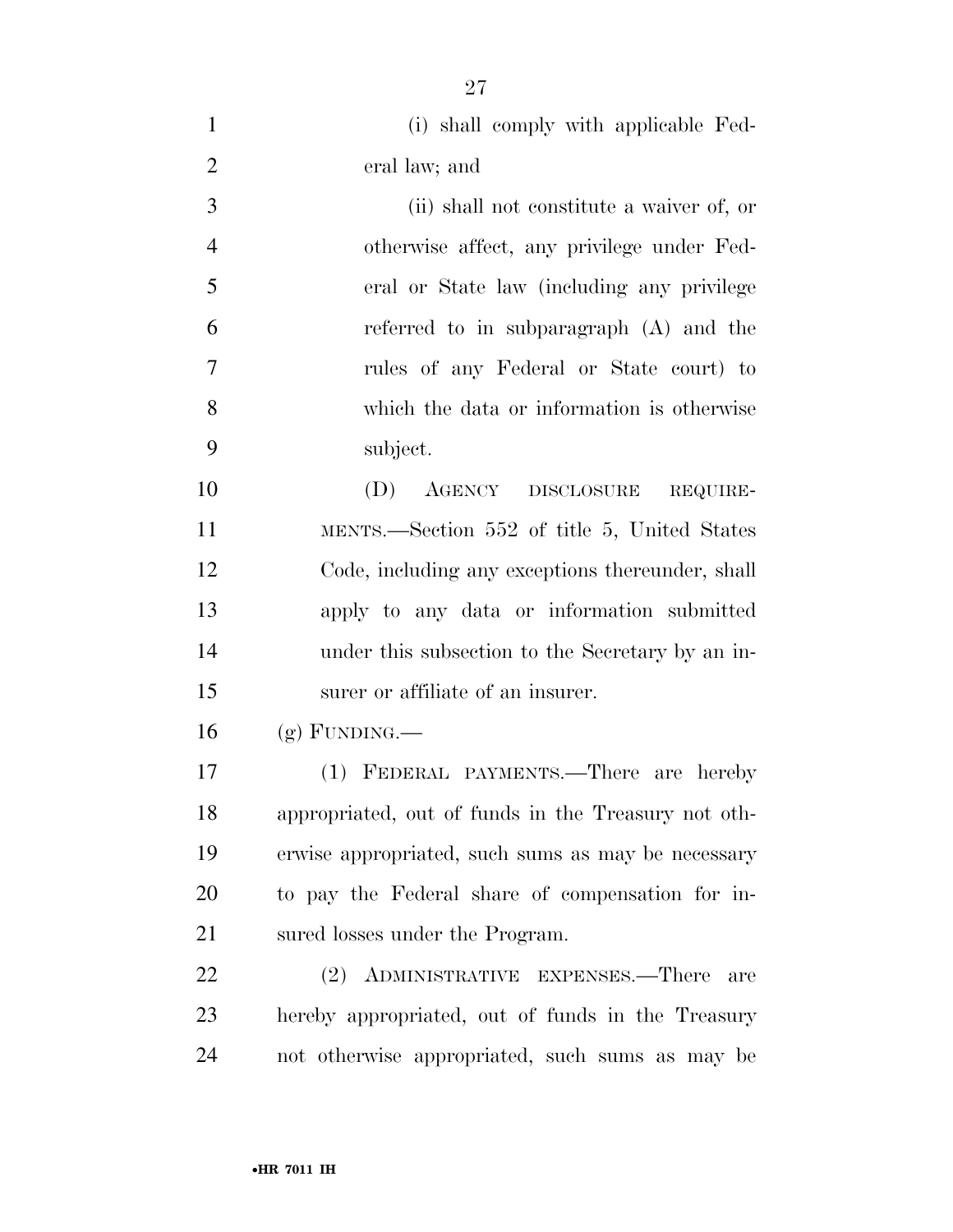(i) shall comply with applicable Federal law; and

(ii) shall not constitute a waiver of, or otherwise affect, any privilege under Federal or State law (including any privilege referred to in subparagraph (A) and the rules of any Federal or State court) to which the data or information is otherwise subject.

(D) AGENCY DISCLOSURE REQUIREMENTS.—Section 552 of title 5, United States Code, including any exceptions thereunder, shall apply to any data or information submitted under this subsection to the Secretary by an insurer or affiliate of an insurer.

(g) FUNDING.—

(1) FEDERAL PAYMENTS.—There are hereby appropriated, out of funds in the Treasury not otherwise appropriated, such sums as may be necessary to pay the Federal share of compensation for insured losses under the Program.

(2) ADMINISTRATIVE EXPENSES.—There are hereby appropriated, out of funds in the Treasury not otherwise appropriated, such sums as may be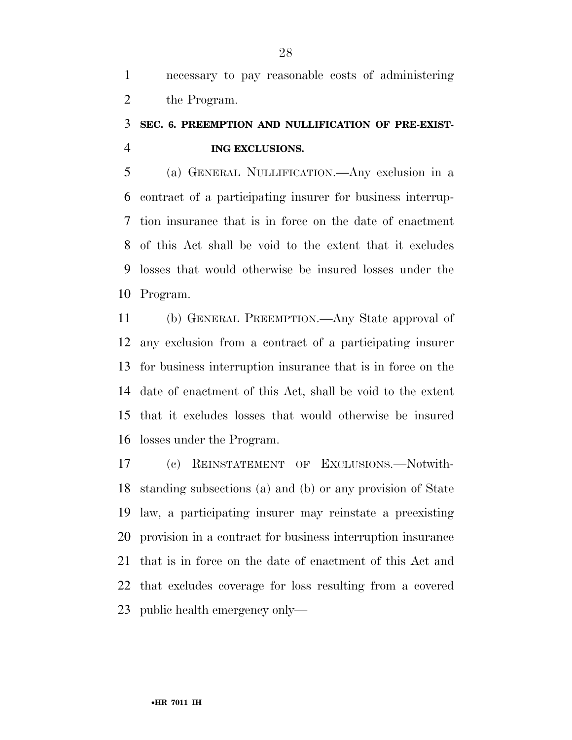necessary to pay reasonable costs of administering the Program.

### SEC. 6. PREEMPTION AND NULLIFICATION OF PRE-EXISTING EXCLUSIONS.

(a) GENERAL NULLIFICATION.—Any exclusion in a contract of a participating insurer for business interruption insurance that is in force on the date of enactment of this Act shall be void to the extent that it excludes losses that would otherwise be insured losses under the Program.

(b) GENERAL PREEMPTION.—Any State approval of any exclusion from a contract of a participating insurer for business interruption insurance that is in force on the date of enactment of this Act, shall be void to the extent that it excludes losses that would otherwise be insured losses under the Program.

(c) REINSTATEMENT OF EXCLUSIONS.—Notwithstanding subsections (a) and (b) or any provision of State law, a participating insurer may reinstate a preexisting provision in a contract for business interruption insurance that is in force on the date of enactment of this Act and that excludes coverage for loss resulting from a covered public health emergency only—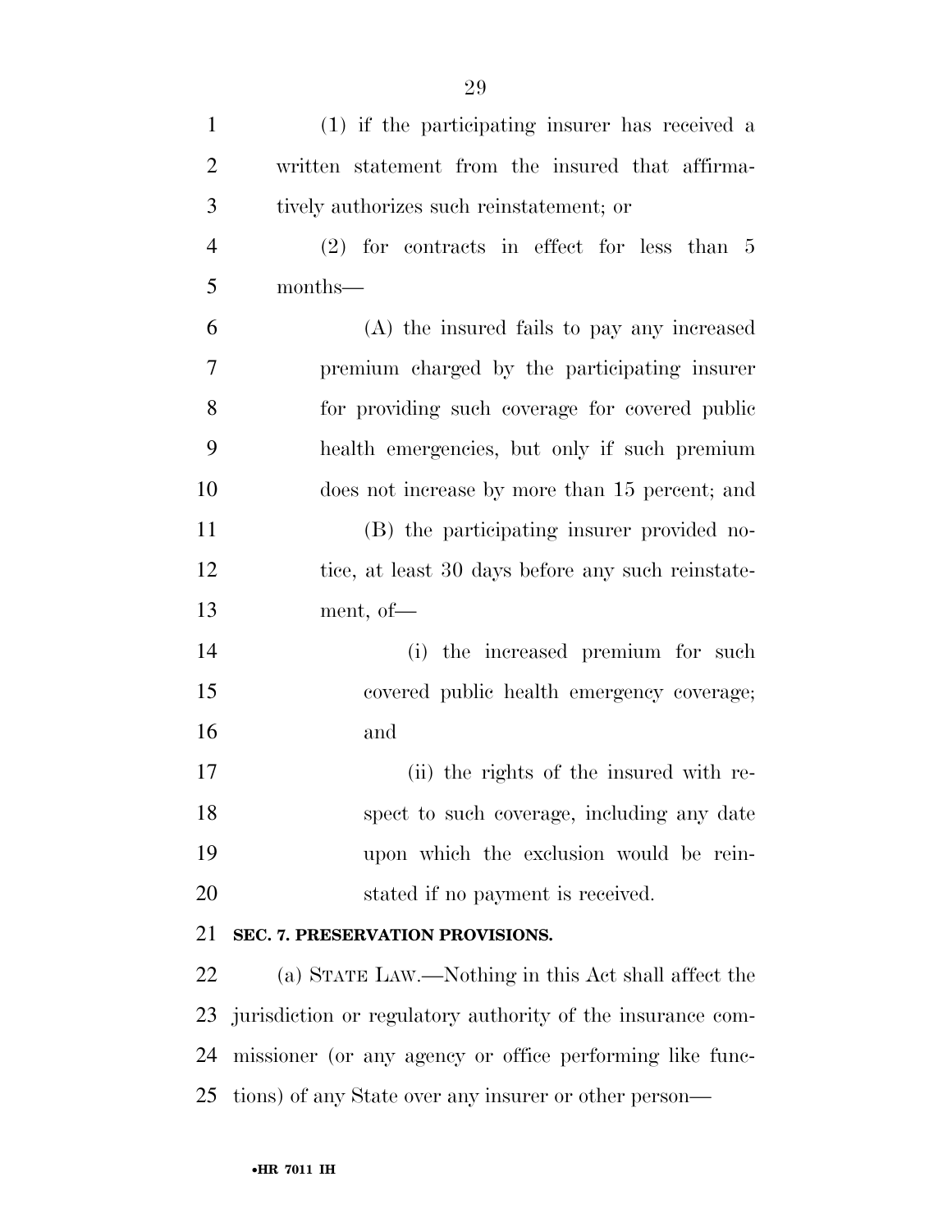(1) if the participating insurer has received a written statement from the insured that affirmatively authorizes such reinstatement; or

(2) for contracts in effect for less than 5 months—

(A) the insured fails to pay any increased premium charged by the participating insurer for providing such coverage for covered public health emergencies, but only if such premium does not increase by more than 15 percent; and

(B) the participating insurer provided notice, at least 30 days before any such reinstatement, of—

(i) the increased premium for such covered public health emergency coverage; and

(ii) the rights of the insured with respect to such coverage, including any date upon which the exclusion would be reinstated if no payment is received.

**SEC. 7. PRESERVATION PROVISIONS.**

(a) STATE LAW.—Nothing in this Act shall affect the jurisdiction or regulatory authority of the insurance commissioner (or any agency or office performing like functions) of any State over any insurer or other person—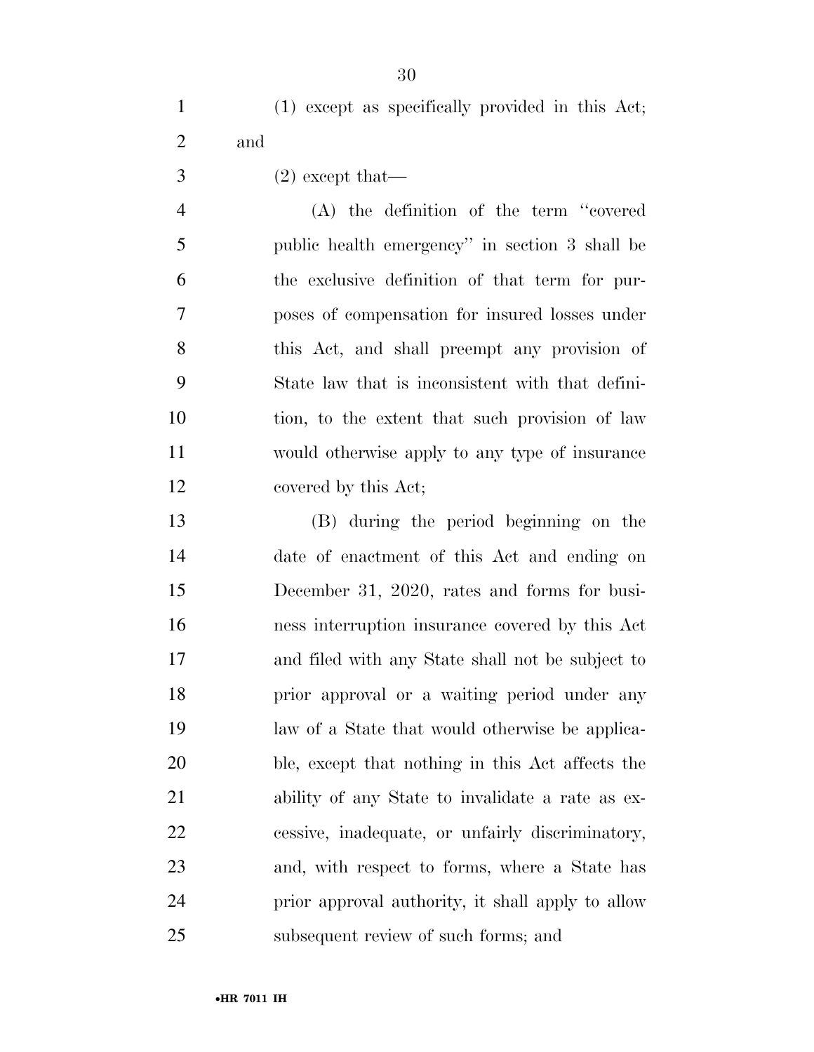(1) except as specifically provided in this Act; and

(2) except that—

(A) the definition of the term "covered public health emergency" in section 3 shall be the exclusive definition of that term for purposes of compensation for insured losses under this Act, and shall preempt any provision of State law that is inconsistent with that definition, to the extent that such provision of law would otherwise apply to any type of insurance covered by this Act;

(B) during the period beginning on the date of enactment of this Act and ending on December 31, 2020, rates and forms for business interruption insurance covered by this Act and filed with any State shall not be subject to prior approval or a waiting period under any law of a State that would otherwise be applicable, except that nothing in this Act affects the ability of any State to invalidate a rate as excessive, inadequate, or unfairly discriminatory, and, with respect to forms, where a State has prior approval authority, it shall apply to allow subsequent review of such forms; and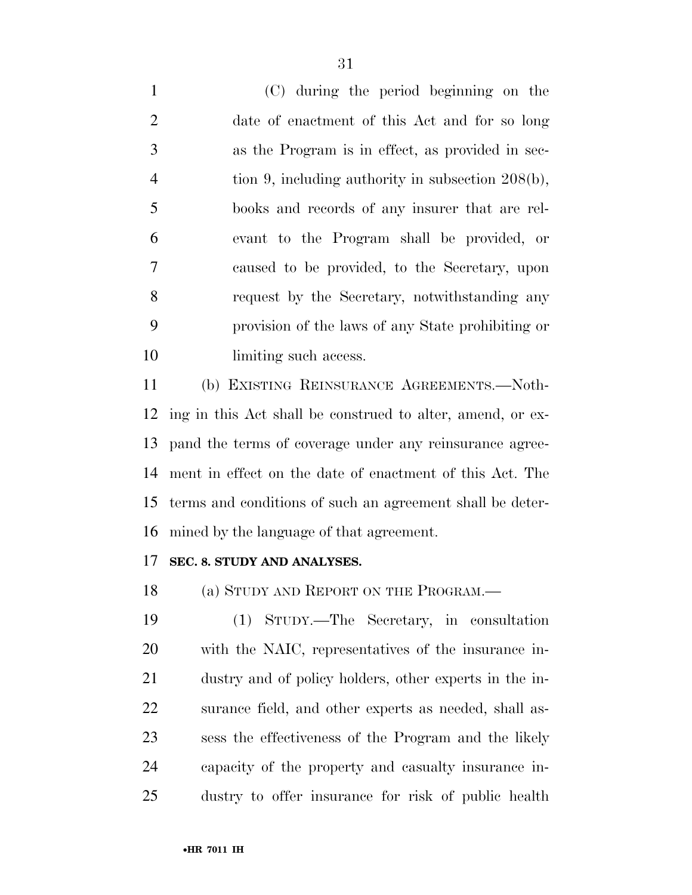(C) during the period beginning on the date of enactment of this Act and for so long as the Program is in effect, as provided in section 9, including authority in subsection 208(b), books and records of any insurer that are relevant to the Program shall be provided, or caused to be provided, to the Secretary, upon request by the Secretary, notwithstanding any provision of the laws of any State prohibiting or limiting such access.

(b) EXISTING REINSURANCE AGREEMENTS.—Nothing in this Act shall be construed to alter, amend, or expand the terms of coverage under any reinsurance agreement in effect on the date of enactment of this Act. The terms and conditions of such an agreement shall be determined by the language of that agreement.

**SEC. 8. STUDY AND ANALYSES.**

(a) STUDY AND REPORT ON THE PROGRAM.—

(1) STUDY.—The Secretary, in consultation with the NAIC, representatives of the insurance industry and of policy holders, other experts in the insurance field, and other experts as needed, shall assess the effectiveness of the Program and the likely capacity of the property and casualty insurance industry to offer insurance for risk of public health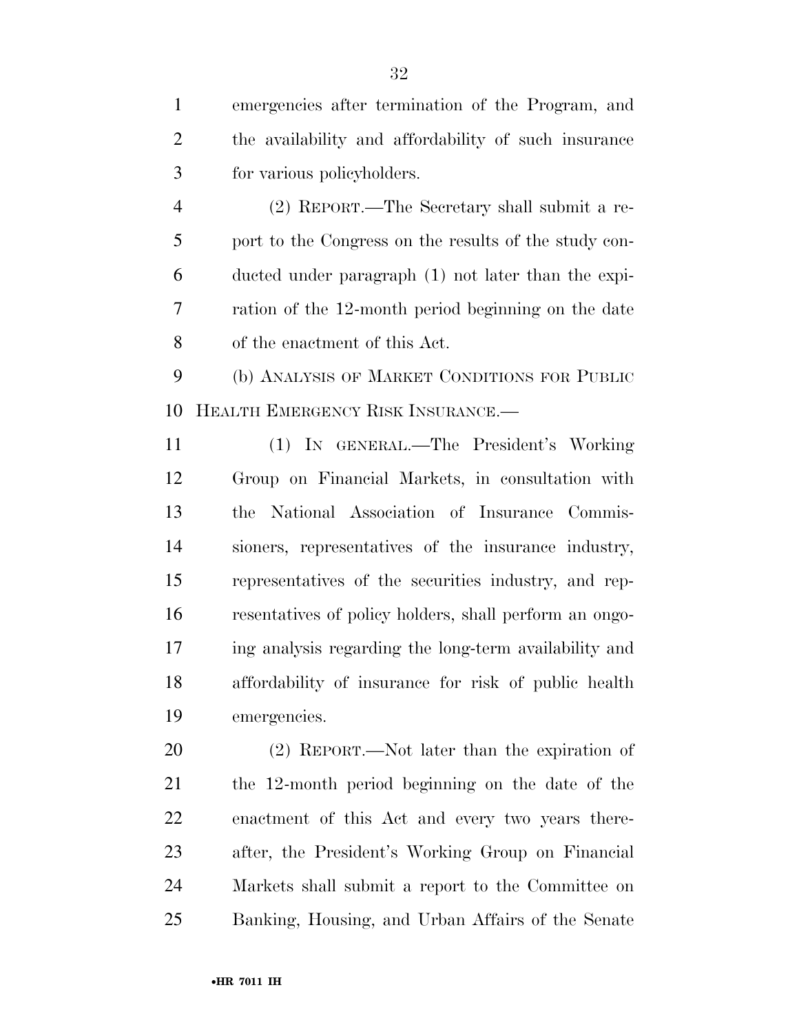emergencies after termination of the Program, and the availability and affordability of such insurance for various policyholders.

(2) REPORT.—The Secretary shall submit a report to the Congress on the results of the study conducted under paragraph (1) not later than the expiration of the 12-month period beginning on the date of the enactment of this Act.

(b) ANALYSIS OF MARKET CONDITIONS FOR PUBLIC HEALTH EMERGENCY RISK INSURANCE.—

(1) IN GENERAL.—The President's Working Group on Financial Markets, in consultation with the National Association of Insurance Commissioners, representatives of the insurance industry, representatives of the securities industry, and representatives of policy holders, shall perform an ongoing analysis regarding the long-term availability and affordability of insurance for risk of public health emergencies.

(2) REPORT.—Not later than the expiration of the 12-month period beginning on the date of the enactment of this Act and every two years thereafter, the President's Working Group on Financial Markets shall submit a report to the Committee on Banking, Housing, and Urban Affairs of the Senate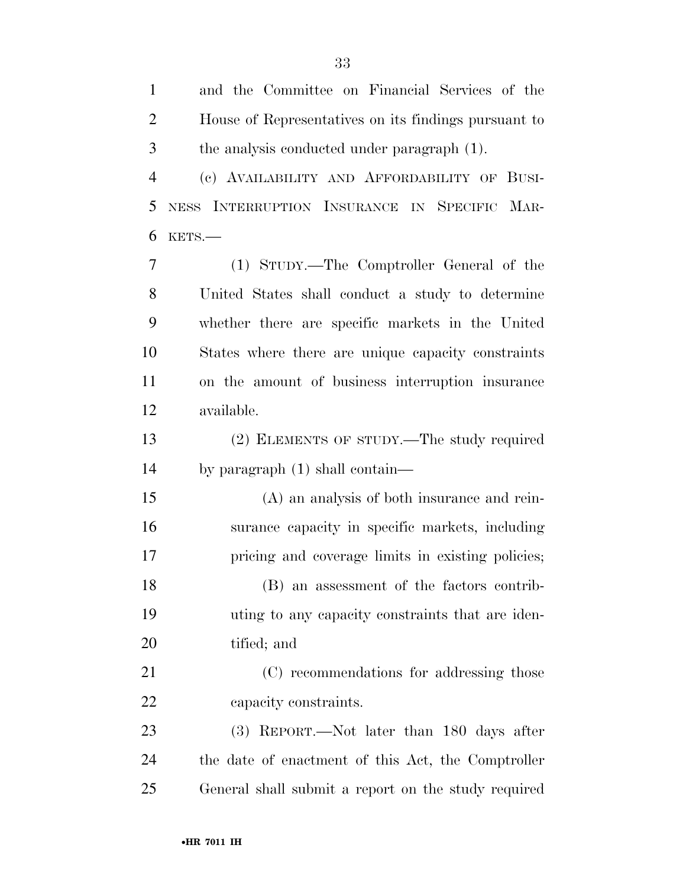and the Committee on Financial Services of the House of Representatives on its findings pursuant to the analysis conducted under paragraph (1).

(c) AVAILABILITY AND AFFORDABILITY OF BUSINESS INTERRUPTION INSURANCE IN SPECIFIC MARKETS.—

(1) STUDY.—The Comptroller General of the United States shall conduct a study to determine whether there are specific markets in the United States where there are unique capacity constraints on the amount of business interruption insurance available.

(2) ELEMENTS OF STUDY.—The study required by paragraph (1) shall contain—

(A) an analysis of both insurance and reinsurance capacity in specific markets, including pricing and coverage limits in existing policies;

(B) an assessment of the factors contributing to any capacity constraints that are identified; and

(C) recommendations for addressing those capacity constraints.

(3) REPORT.—Not later than 180 days after the date of enactment of this Act, the Comptroller General shall submit a report on the study required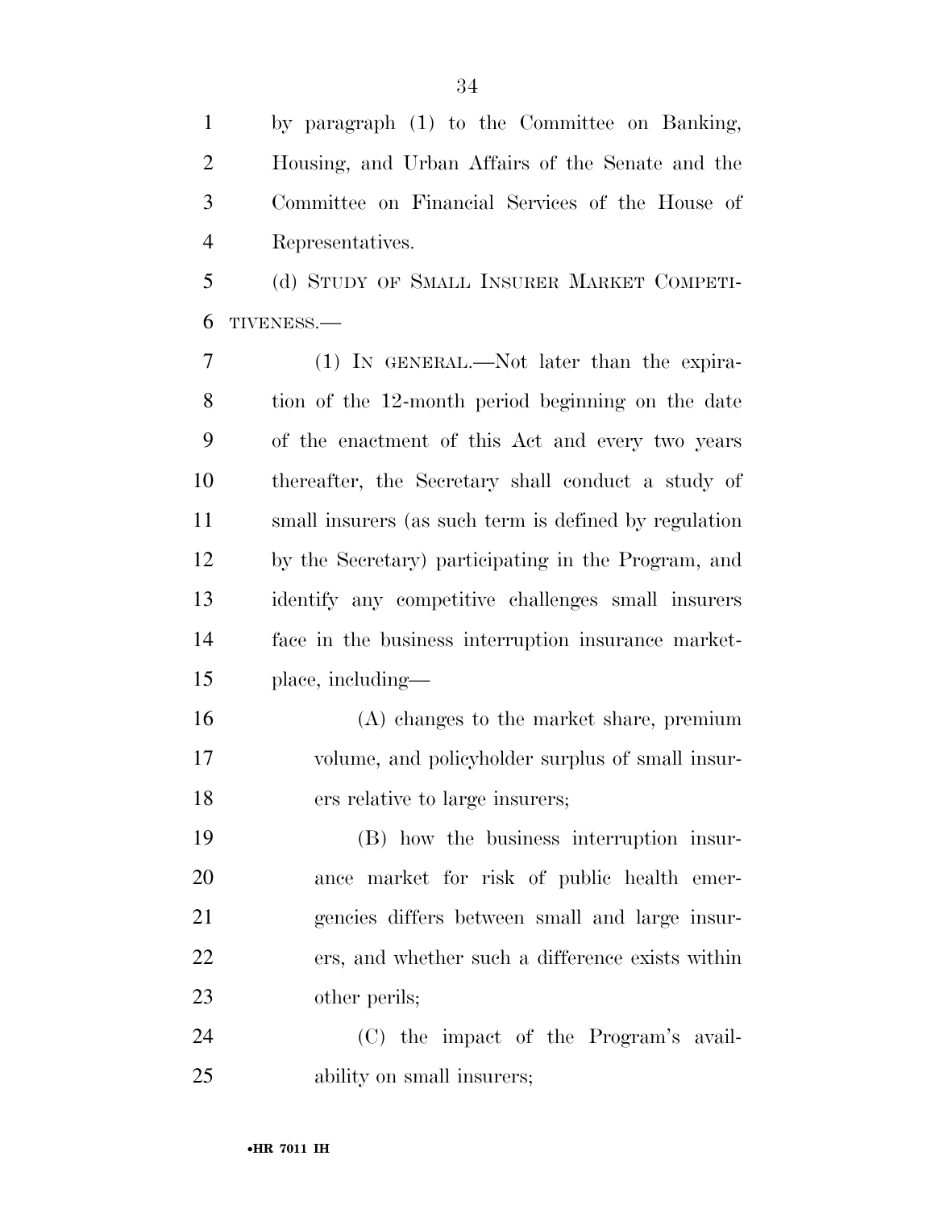by paragraph (1) to the Committee on Banking, Housing, and Urban Affairs of the Senate and the Committee on Financial Services of the House of Representatives.

(d) STUDY OF SMALL INSURER MARKET COMPETITIVENESS.—

(1) IN GENERAL.—Not later than the expiration of the 12-month period beginning on the date of the enactment of this Act and every two years thereafter, the Secretary shall conduct a study of small insurers (as such term is defined by regulation by the Secretary) participating in the Program, and identify any competitive challenges small insurers face in the business interruption insurance marketplace, including—

(A) changes to the market share, premium volume, and policyholder surplus of small insurers relative to large insurers;

(B) how the business interruption insurance market for risk of public health emergencies differs between small and large insurers, and whether such a difference exists within other perils;

(C) the impact of the Program's availability on small insurers;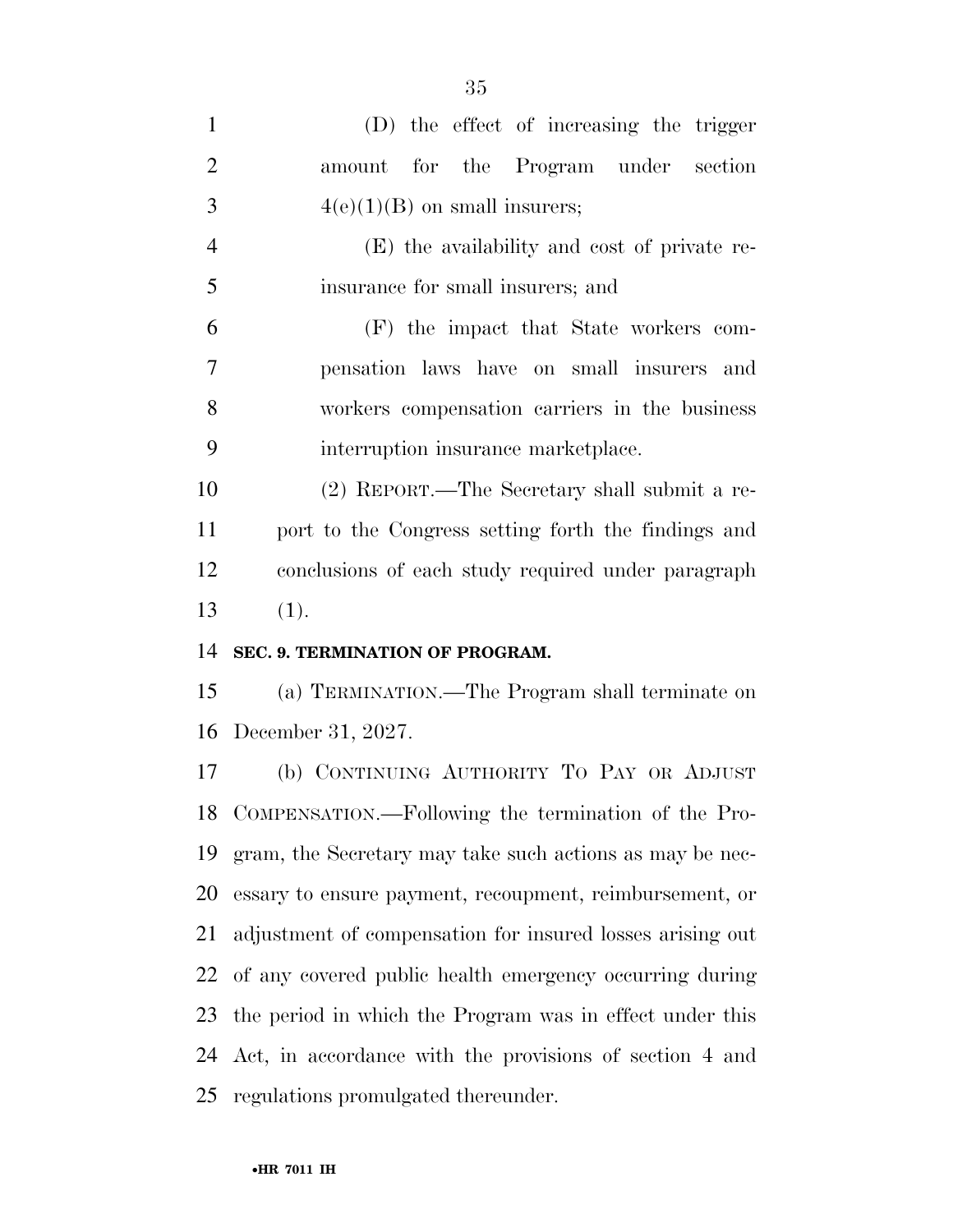(D) the effect of increasing the trigger amount for the Program under section 4(e)(1)(B) on small insurers;

(E) the availability and cost of private reinsurance for small insurers; and

(F) the impact that State workers compensation laws have on small insurers and workers compensation carriers in the business interruption insurance marketplace.

(2) REPORT.—The Secretary shall submit a report to the Congress setting forth the findings and conclusions of each study required under paragraph (1).

**SEC. 9. TERMINATION OF PROGRAM.**

(a) TERMINATION.—The Program shall terminate on December 31, 2027.

(b) CONTINUING AUTHORITY TO PAY OR ADJUST COMPENSATION.—Following the termination of the Program, the Secretary may take such actions as may be necessary to ensure payment, recoupment, reimbursement, or adjustment of compensation for insured losses arising out of any covered public health emergency occurring during the period in which the Program was in effect under this Act, in accordance with the provisions of section 4 and regulations promulgated thereunder.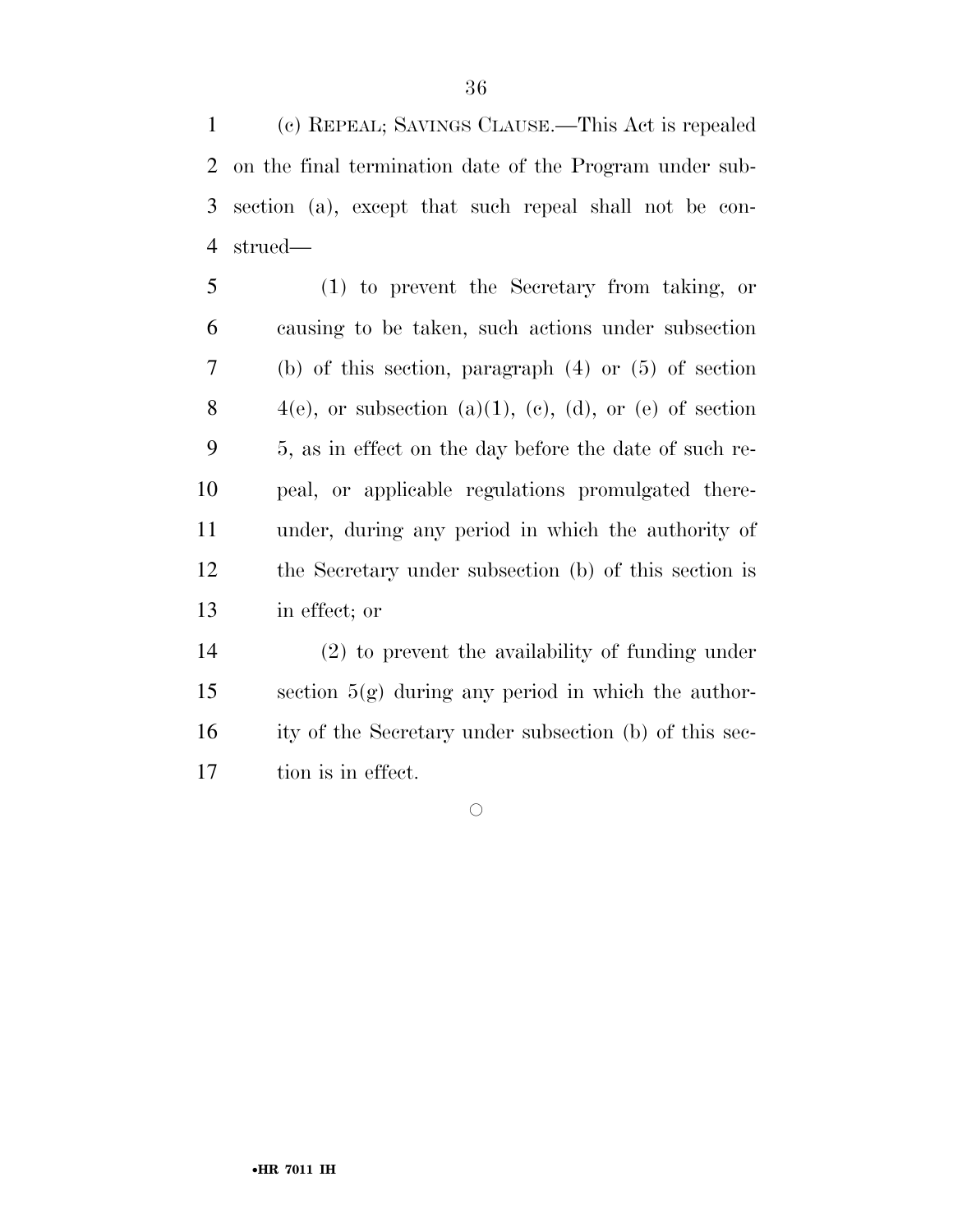(c) REPEAL; SAVINGS CLAUSE.—This Act is repealed on the final termination date of the Program under subsection (a), except that such repeal shall not be construed—

(1) to prevent the Secretary from taking, or causing to be taken, such actions under subsection (b) of this section, paragraph (4) or (5) of section 4(e), or subsection (a)(1), (c), (d), or (e) of section 5, as in effect on the day before the date of such repeal, or applicable regulations promulgated thereunder, during any period in which the authority of the Secretary under subsection (b) of this section is in effect; or

(2) to prevent the availability of funding under section 5(g) during any period in which the authority of the Secretary under subsection (b) of this section is in effect.

○